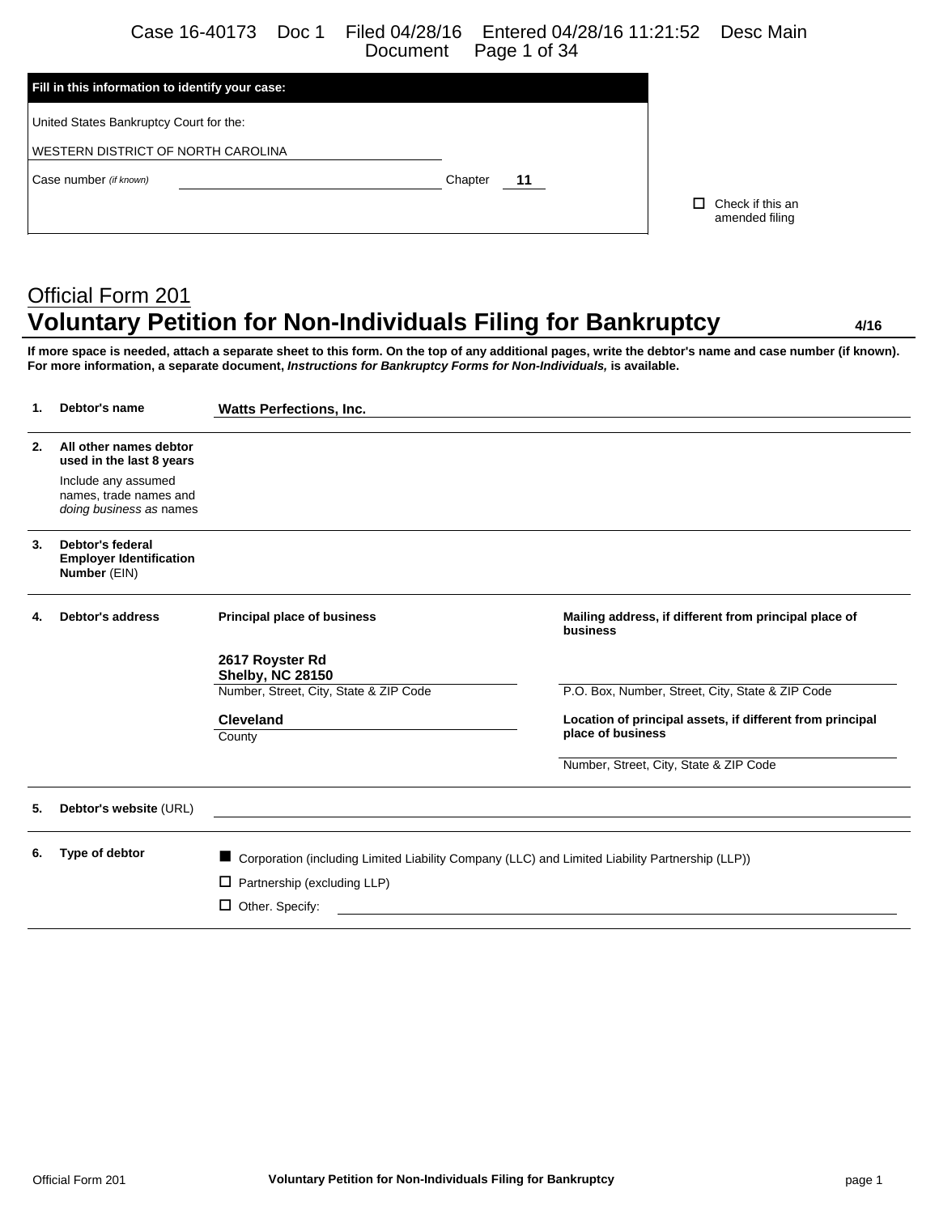| Fill in this information to identify your case: | |
|---|---|
| United States Bankruptcy Court for the: | |
| WESTERN DISTRICT OF NORTH CAROLINA | |
| Case number *(if known)* | Chapter 11 |

☐ Check if this an amended filing

## Official Form 201
# Voluntary Petition for Non-Individuals Filing for Bankruptcy

4/16

**If more space is needed, attach a separate sheet to this form. On the top of any additional pages, write the debtor's name and case number (if known). For more information, a separate document, *Instructions for Bankruptcy Forms for Non-Individuals,* is available.**

| | | |
|---|---|---|
| **1.** | **Debtor's name** | **Watts Perfections, Inc.** |
| **2.** | **All other names debtor used in the last 8 years**<br>Include any assumed names, trade names and *doing business as* names | |
| **3.** | **Debtor's federal Employer Identification Number** (EIN) | |
| **4.** | **Debtor's address** | **Principal place of business**<br>**2617 Royster Rd**<br>**Shelby, NC 28150**<br>Number, Street, City, State & ZIP Code<br>**Cleveland**<br>County<br><br>**Mailing address, if different from principal place of business**<br>P.O. Box, Number, Street, City, State & ZIP Code<br>**Location of principal assets, if different from principal place of business**<br>Number, Street, City, State & ZIP Code |
| **5.** | **Debtor's website** (URL) | |
| **6.** | **Type of debtor** | ■ Corporation (including Limited Liability Company (LLC) and Limited Liability Partnership (LLP))<br>☐ Partnership (excluding LLP)<br>☐ Other. Specify: |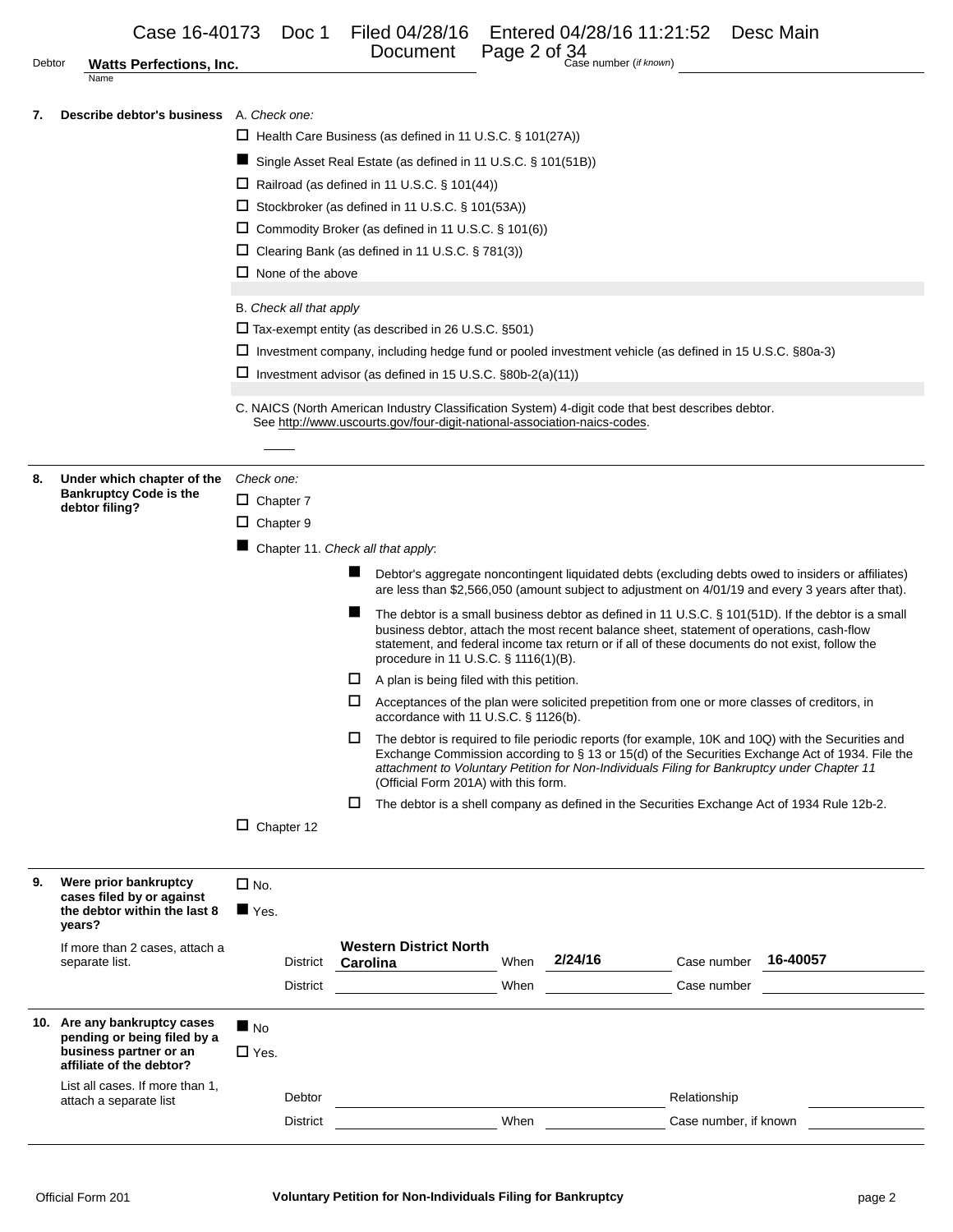Debtor **Watts Perfections, Inc.** Case number (*if known*)

**7. Describe debtor's business**

A. *Check one:*

- ☐ Health Care Business (as defined in 11 U.S.C. § 101(27A))
- ■ Single Asset Real Estate (as defined in 11 U.S.C. § 101(51B))
- ☐ Railroad (as defined in 11 U.S.C. § 101(44))
- ☐ Stockbroker (as defined in 11 U.S.C. § 101(53A))
- ☐ Commodity Broker (as defined in 11 U.S.C. § 101(6))
- ☐ Clearing Bank (as defined in 11 U.S.C. § 781(3))
- ☐ None of the above

B. *Check all that apply*

- ☐ Tax-exempt entity (as described in 26 U.S.C. §501)
- ☐ Investment company, including hedge fund or pooled investment vehicle (as defined in 15 U.S.C. §80a-3)
- ☐ Investment advisor (as defined in 15 U.S.C. §80b-2(a)(11))

C. NAICS (North American Industry Classification System) 4-digit code that best describes debtor. See http://www.uscourts.gov/four-digit-national-association-naics-codes.

**8. Under which chapter of the Bankruptcy Code is the debtor filing?**

*Check one:*

- ☐ Chapter 7
- ☐ Chapter 9
- ■ Chapter 11. *Check all that apply*:
  - ■ Debtor's aggregate noncontingent liquidated debts (excluding debts owed to insiders or affiliates) are less than $2,566,050 (amount subject to adjustment on 4/01/19 and every 3 years after that).
  - ■ The debtor is a small business debtor as defined in 11 U.S.C. § 101(51D). If the debtor is a small business debtor, attach the most recent balance sheet, statement of operations, cash-flow statement, and federal income tax return or if all of these documents do not exist, follow the procedure in 11 U.S.C. § 1116(1)(B).
  - ☐ A plan is being filed with this petition.
  - ☐ Acceptances of the plan were solicited prepetition from one or more classes of creditors, in accordance with 11 U.S.C. § 1126(b).
  - ☐ The debtor is required to file periodic reports (for example, 10K and 10Q) with the Securities and Exchange Commission according to § 13 or 15(d) of the Securities Exchange Act of 1934. File the *attachment to Voluntary Petition for Non-Individuals Filing for Bankruptcy under Chapter 11* (Official Form 201A) with this form.
  - ☐ The debtor is a shell company as defined in the Securities Exchange Act of 1934 Rule 12b-2.
- ☐ Chapter 12

**9. Were prior bankruptcy cases filed by or against the debtor within the last 8 years?**

If more than 2 cases, attach a separate list.

- ☐ No.
- ■ Yes.

| District | When | Case number |
|---|---|---|
| Western District North Carolina | 2/24/16 | 16-40057 |
| | | |

**10. Are any bankruptcy cases pending or being filed by a business partner or an affiliate of the debtor?**

List all cases. If more than 1, attach a separate list

- ■ No
- ☐ Yes.

Debtor ____ Relationship ____

District ____ When ____ Case number, if known ____

Official Form 201 **Voluntary Petition for Non-Individuals Filing for Bankruptcy**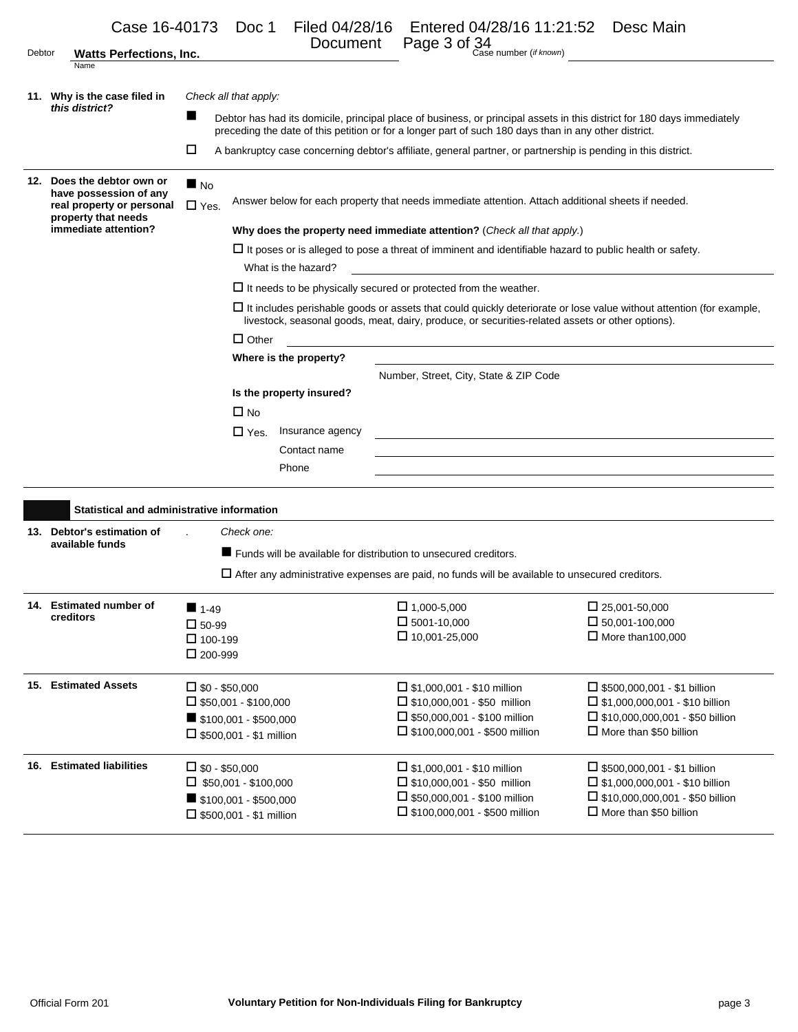Debtor **Watts Perfections, Inc.** Case number (*if known*)

**11. Why is the case filed in *this district*?**

*Check all that apply:*

- ■ Debtor has had its domicile, principal place of business, or principal assets in this district for 180 days immediately preceding the date of this petition or for a longer part of such 180 days than in any other district.
- ☐ A bankruptcy case concerning debtor's affiliate, general partner, or partnership is pending in this district.

**12. Does the debtor own or have possession of any real property or personal property that needs immediate attention?**

- ■ No
- ☐ Yes. Answer below for each property that needs immediate attention. Attach additional sheets if needed.

**Why does the property need immediate attention?** (*Check all that apply.*)

- ☐ It poses or is alleged to pose a threat of imminent and identifiable hazard to public health or safety.
  What is the hazard?
- ☐ It needs to be physically secured or protected from the weather.
- ☐ It includes perishable goods or assets that could quickly deteriorate or lose value without attention (for example, livestock, seasonal goods, meat, dairy, produce, or securities-related assets or other options).
- ☐ Other

**Where is the property?**

Number, Street, City, State & ZIP Code

**Is the property insured?**

- ☐ No
- ☐ Yes. Insurance agency
  Contact name
  Phone

## Statistical and administrative information

**13. Debtor's estimation of available funds**

*Check one:*

- ■ Funds will be available for distribution to unsecured creditors.
- ☐ After any administrative expenses are paid, no funds will be available to unsecured creditors.

**14. Estimated number of creditors**

| | | |
|---|---|---|
| ■ 1-49 | ☐ 1,000-5,000 | ☐ 25,001-50,000 |
| ☐ 50-99 | ☐ 5001-10,000 | ☐ 50,001-100,000 |
| ☐ 100-199 | ☐ 10,001-25,000 | ☐ More than100,000 |
| ☐ 200-999 | | |

**15. Estimated Assets**

| | | |
|---|---|---|
| ☐ $0 - $50,000 | ☐ $1,000,001 - $10 million | ☐ $500,000,001 - $1 billion |
| ☐ $50,001 - $100,000 | ☐ $10,000,001 - $50 million | ☐ $1,000,000,001 - $10 billion |
| ■ $100,001 - $500,000 | ☐ $50,000,001 - $100 million | ☐ $10,000,000,001 - $50 billion |
| ☐ $500,001 - $1 million | ☐ $100,000,001 - $500 million | ☐ More than $50 billion |

**16. Estimated liabilities**

| | | |
|---|---|---|
| ☐ $0 - $50,000 | ☐ $1,000,001 - $10 million | ☐ $500,000,001 - $1 billion |
| ☐ $50,001 - $100,000 | ☐ $10,000,001 - $50 million | ☐ $1,000,000,001 - $10 billion |
| ■ $100,001 - $500,000 | ☐ $50,000,001 - $100 million | ☐ $10,000,000,001 - $50 billion |
| ☐ $500,001 - $1 million | ☐ $100,000,001 - $500 million | ☐ More than $50 billion |

Official Form 201 **Voluntary Petition for Non-Individuals Filing for Bankruptcy**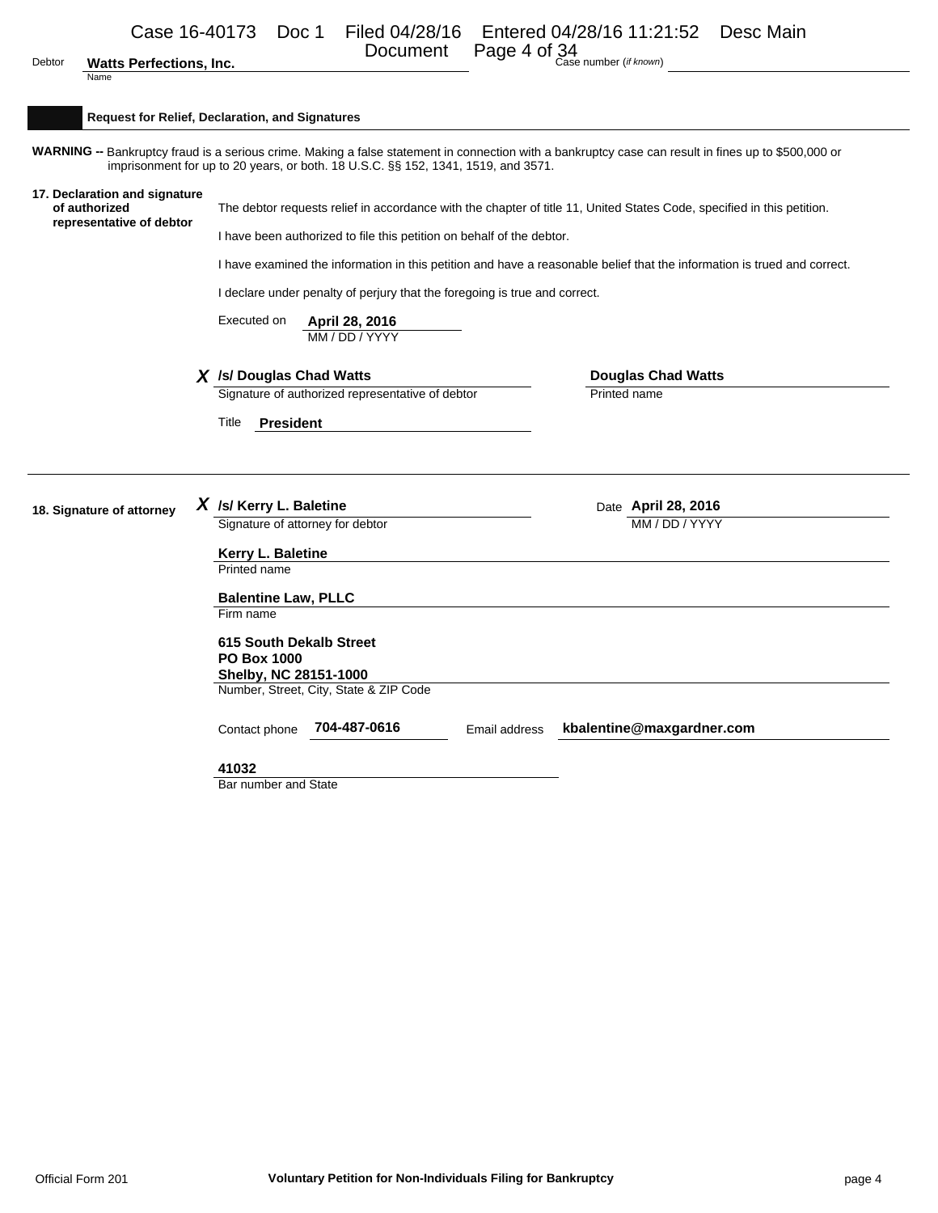Debtor **Watts Perfections, Inc.** Case number (*if known*)

## Request for Relief, Declaration, and Signatures

**WARNING --** Bankruptcy fraud is a serious crime. Making a false statement in connection with a bankruptcy case can result in fines up to $500,000 or imprisonment for up to 20 years, or both. 18 U.S.C. §§ 152, 1341, 1519, and 3571.

**17. Declaration and signature of authorized representative of debtor**

The debtor requests relief in accordance with the chapter of title 11, United States Code, specified in this petition.

I have been authorized to file this petition on behalf of the debtor.

I have examined the information in this petition and have a reasonable belief that the information is trued and correct.

I declare under penalty of perjury that the foregoing is true and correct.

Executed on **April 28, 2016**
MM / DD / YYYY

*X* **/s/ Douglas Chad Watts**
Signature of authorized representative of debtor

**Douglas Chad Watts**
Printed name

Title **President**

---

**18. Signature of attorney**

*X* **/s/ Kerry L. Baletine**
Signature of attorney for debtor

Date **April 28, 2016**
MM / DD / YYYY

**Kerry L. Baletine**
Printed name

**Balentine Law, PLLC**
Firm name

**615 South Dekalb Street**
**PO Box 1000**
**Shelby, NC 28151-1000**
Number, Street, City, State & ZIP Code

Contact phone **704-487-0616** Email address **kbalentine@maxgardner.com**

**41032**
Bar number and State

Official Form 201 **Voluntary Petition for Non-Individuals Filing for Bankruptcy**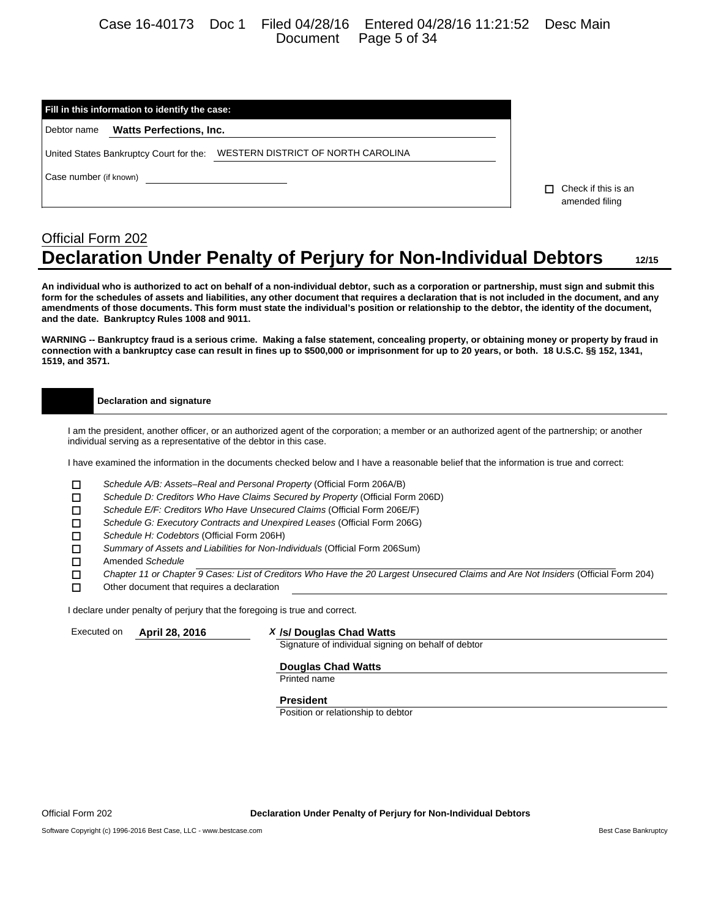**Fill in this information to identify the case:**

Debtor name **Watts Perfections, Inc.**

United States Bankruptcy Court for the: WESTERN DISTRICT OF NORTH CAROLINA

Case number (if known) \_\_\_\_\_\_\_\_\_\_\_\_\_\_\_\_\_\_\_\_

☐ Check if this is an amended filing

Official Form 202

# Declaration Under Penalty of Perjury for Non-Individual Debtors

12/15

**An individual who is authorized to act on behalf of a non-individual debtor, such as a corporation or partnership, must sign and submit this form for the schedules of assets and liabilities, any other document that requires a declaration that is not included in the document, and any amendments of those documents. This form must state the individual's position or relationship to the debtor, the identity of the document, and the date. Bankruptcy Rules 1008 and 9011.**

**WARNING -- Bankruptcy fraud is a serious crime. Making a false statement, concealing property, or obtaining money or property by fraud in connection with a bankruptcy case can result in fines up to $500,000 or imprisonment for up to 20 years, or both. 18 U.S.C. §§ 152, 1341, 1519, and 3571.**

## Declaration and signature

I am the president, another officer, or an authorized agent of the corporation; a member or an authorized agent of the partnership; or another individual serving as a representative of the debtor in this case.

I have examined the information in the documents checked below and I have a reasonable belief that the information is true and correct:

- ☐ *Schedule A/B: Assets–Real and Personal Property* (Official Form 206A/B)
- ☐ *Schedule D: Creditors Who Have Claims Secured by Property* (Official Form 206D)
- ☐ *Schedule E/F: Creditors Who Have Unsecured Claims* (Official Form 206E/F)
- ☐ *Schedule G: Executory Contracts and Unexpired Leases* (Official Form 206G)
- ☐ *Schedule H: Codebtors* (Official Form 206H)
- ☐ *Summary of Assets and Liabilities for Non-Individuals* (Official Form 206Sum)
- ☐ Amended *Schedule* \_\_\_\_\_\_\_\_\_\_\_\_\_\_\_\_\_\_\_\_
- ☐ *Chapter 11 or Chapter 9 Cases: List of Creditors Who Have the 20 Largest Unsecured Claims and Are Not Insiders* (Official Form 204)
- ☐ Other document that requires a declaration \_\_\_\_\_\_\_\_\_\_\_\_\_\_\_\_\_\_\_\_

I declare under penalty of perjury that the foregoing is true and correct.

Executed on **April 28, 2016**

*X* **/s/ Douglas Chad Watts**
Signature of individual signing on behalf of debtor

**Douglas Chad Watts**
Printed name

**President**
Position or relationship to debtor

Official Form 202 — Declaration Under Penalty of Perjury for Non-Individual Debtors

Software Copyright (c) 1996-2016 Best Case, LLC - www.bestcase.com — Best Case Bankruptcy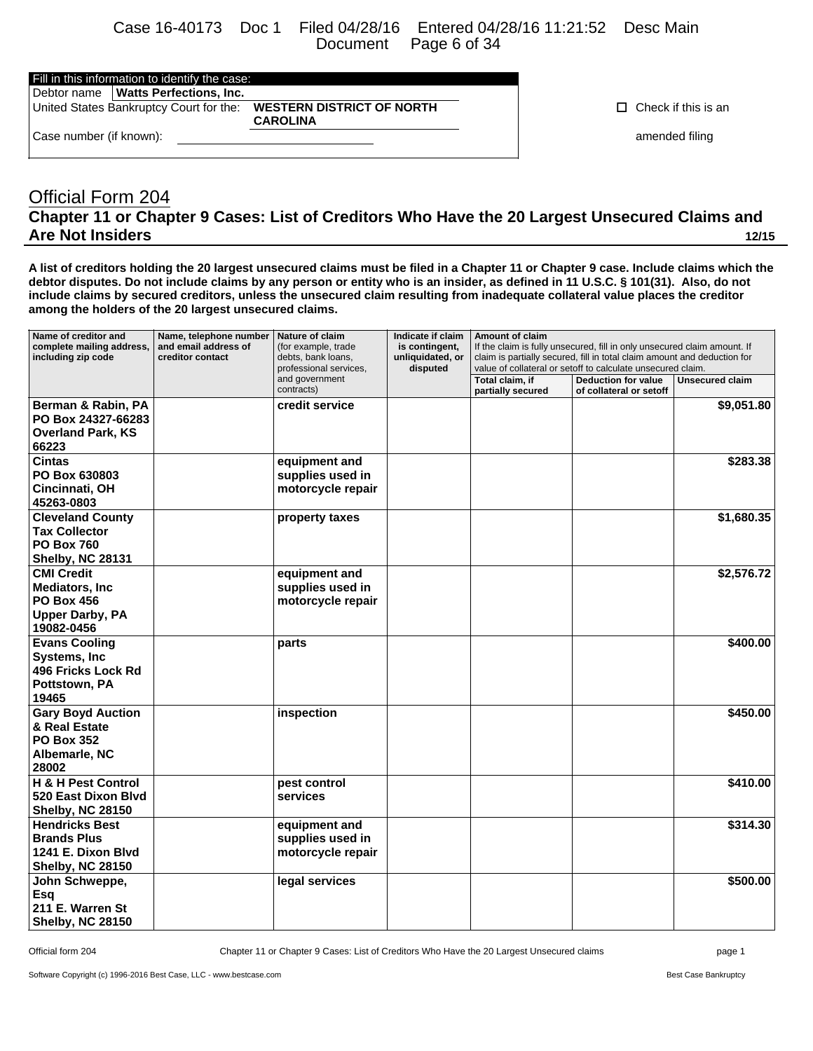| Fill in this information to identify the case: | |
|---|---|
| Debtor name | **Watts Perfections, Inc.** |
| United States Bankruptcy Court for the: | **WESTERN DISTRICT OF NORTH CAROLINA** |
| Case number (if known): | |

☐ Check if this is an amended filing

# Official Form 204

## Chapter 11 or Chapter 9 Cases: List of Creditors Who Have the 20 Largest Unsecured Claims and Are Not Insiders

12/15

**A list of creditors holding the 20 largest unsecured claims must be filed in a Chapter 11 or Chapter 9 case. Include claims which the debtor disputes. Do not include claims by any person or entity who is an insider, as defined in 11 U.S.C. § 101(31). Also, do not include claims by secured creditors, unless the unsecured claim resulting from inadequate collateral value places the creditor among the holders of the 20 largest unsecured claims.**

| Name of creditor and complete mailing address, including zip code | Name, telephone number and email address of creditor contact | Nature of claim (for example, trade debts, bank loans, professional services, and government contracts) | Indicate if claim is contingent, unliquidated, or disputed | Amount of claim If the claim is fully unsecured, fill in only unsecured claim amount. If claim is partially secured, fill in total claim amount and deduction for value of collateral or setoff to calculate unsecured claim. | | |
|---|---|---|---|---|---|---|
| | | | | Total claim, if partially secured | Deduction for value of collateral or setoff | Unsecured claim |
| **Berman & Rabin, PA PO Box 24327-66283 Overland Park, KS 66223** | | **credit service** | | | | **$9,051.80** |
| **Cintas PO Box 630803 Cincinnati, OH 45263-0803** | | **equipment and supplies used in motorcycle repair** | | | | **$283.38** |
| **Cleveland County Tax Collector PO Box 760 Shelby, NC 28131** | | **property taxes** | | | | **$1,680.35** |
| **CMI Credit Mediators, Inc PO Box 456 Upper Darby, PA 19082-0456** | | **equipment and supplies used in motorcycle repair** | | | | **$2,576.72** |
| **Evans Cooling Systems, Inc 496 Fricks Lock Rd Pottstown, PA 19465** | | **parts** | | | | **$400.00** |
| **Gary Boyd Auction & Real Estate PO Box 352 Albemarle, NC 28002** | | **inspection** | | | | **$450.00** |
| **H & H Pest Control 520 East Dixon Blvd Shelby, NC 28150** | | **pest control services** | | | | **$410.00** |
| **Hendricks Best Brands Plus 1241 E. Dixon Blvd Shelby, NC 28150** | | **equipment and supplies used in motorcycle repair** | | | | **$314.30** |
| **John Schweppe, Esq 211 E. Warren St Shelby, NC 28150** | | **legal services** | | | | **$500.00** |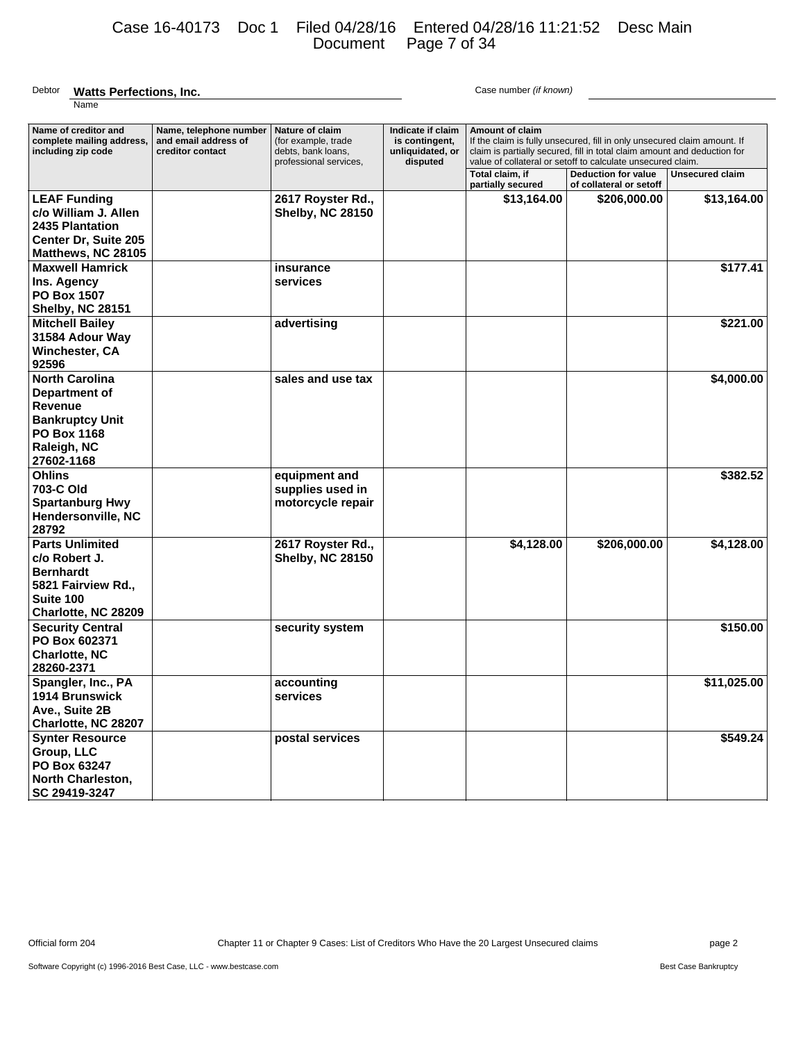Debtor **Watts Perfections, Inc.** Case number *(if known)*

Name

| Name of creditor and complete mailing address, including zip code | Name, telephone number and email address of creditor contact | Nature of claim (for example, trade debts, bank loans, professional services, | Indicate if claim is contingent, unliquidated, or disputed | Amount of claim If the claim is fully unsecured, fill in only unsecured claim amount. If claim is partially secured, fill in total claim amount and deduction for value of collateral or setoff to calculate unsecured claim. | | |
|---|---|---|---|---|---|---|
| | | | | Total claim, if partially secured | Deduction for value of collateral or setoff | Unsecured claim |
| **LEAF Funding c/o William J. Allen 2435 Plantation Center Dr, Suite 205 Matthews, NC 28105** | | **2617 Royster Rd., Shelby, NC 28150** | | **$13,164.00** | **$206,000.00** | **$13,164.00** |
| **Maxwell Hamrick Ins. Agency PO Box 1507 Shelby, NC 28151** | | **insurance services** | | | | **$177.41** |
| **Mitchell Bailey 31584 Adour Way Winchester, CA 92596** | | **advertising** | | | | **$221.00** |
| **North Carolina Department of Revenue Bankruptcy Unit PO Box 1168 Raleigh, NC 27602-1168** | | **sales and use tax** | | | | **$4,000.00** |
| **Ohlins 703-C Old Spartanburg Hwy Hendersonville, NC 28792** | | **equipment and supplies used in motorcycle repair** | | | | **$382.52** |
| **Parts Unlimited c/o Robert J. Bernhardt 5821 Fairview Rd., Suite 100 Charlotte, NC 28209** | | **2617 Royster Rd., Shelby, NC 28150** | | **$4,128.00** | **$206,000.00** | **$4,128.00** |
| **Security Central PO Box 602371 Charlotte, NC 28260-2371** | | **security system** | | | | **$150.00** |
| **Spangler, Inc., PA 1914 Brunswick Ave., Suite 2B Charlotte, NC 28207** | | **accounting services** | | | | **$11,025.00** |
| **Synter Resource Group, LLC PO Box 63247 North Charleston, SC 29419-3247** | | **postal services** | | | | **$549.24** |

Official form 204 Chapter 11 or Chapter 9 Cases: List of Creditors Who Have the 20 Largest Unsecured claims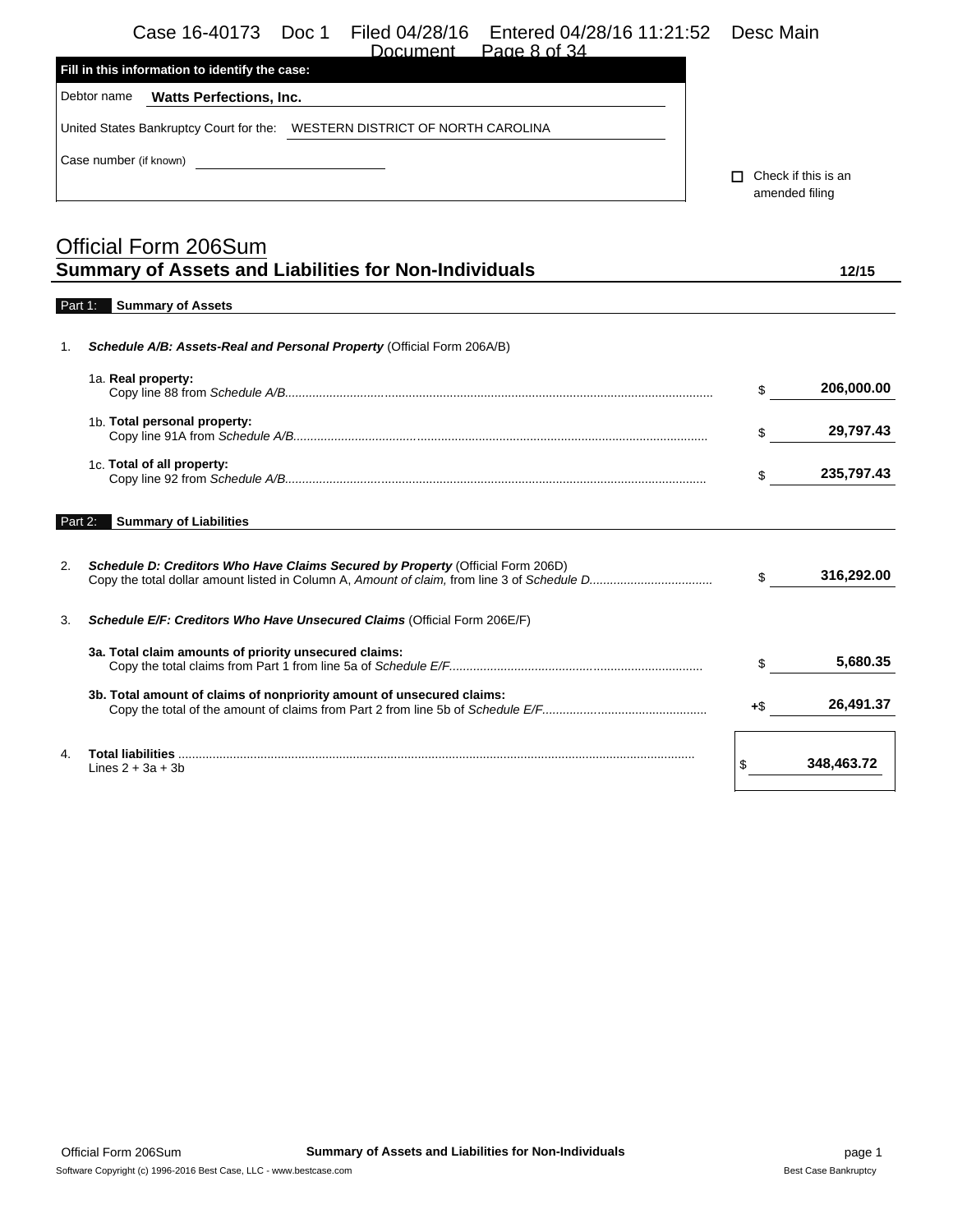**Fill in this information to identify the case:**

Debtor name **Watts Perfections, Inc.**

United States Bankruptcy Court for the: WESTERN DISTRICT OF NORTH CAROLINA

Case number (if known) ____________

☐ Check if this is an amended filing

# Official Form 206Sum
## Summary of Assets and Liabilities for Non-Individuals

12/15

**Part 1: Summary of Assets**

1. ***Schedule A/B: Assets-Real and Personal Property*** (Official Form 206A/B)

| | | |
|---|---|---|
| 1a. **Real property:** Copy line 88 from *Schedule A/B* | $ | **206,000.00** |
| 1b. **Total personal property:** Copy line 91A from *Schedule A/B* | $ | **29,797.43** |
| 1c. **Total of all property:** Copy line 92 from *Schedule A/B* | $ | **235,797.43** |

**Part 2: Summary of Liabilities**

| | | |
|---|---|---|
| 2. ***Schedule D: Creditors Who Have Claims Secured by Property*** (Official Form 206D) Copy the total dollar amount listed in Column A, *Amount of claim,* from line 3 of *Schedule D* | $ | **316,292.00** |
| 3. ***Schedule E/F: Creditors Who Have Unsecured Claims*** (Official Form 206E/F) | | |
| 3a. **Total claim amounts of priority unsecured claims:** Copy the total claims from Part 1 from line 5a of *Schedule E/F* | $ | **5,680.35** |
| 3b. **Total amount of claims of nonpriority amount of unsecured claims:** Copy the total of the amount of claims from Part 2 from line 5b of *Schedule E/F* | +$ | **26,491.37** |
| 4. **Total liabilities** Lines 2 + 3a + 3b | $ | **348,463.72** |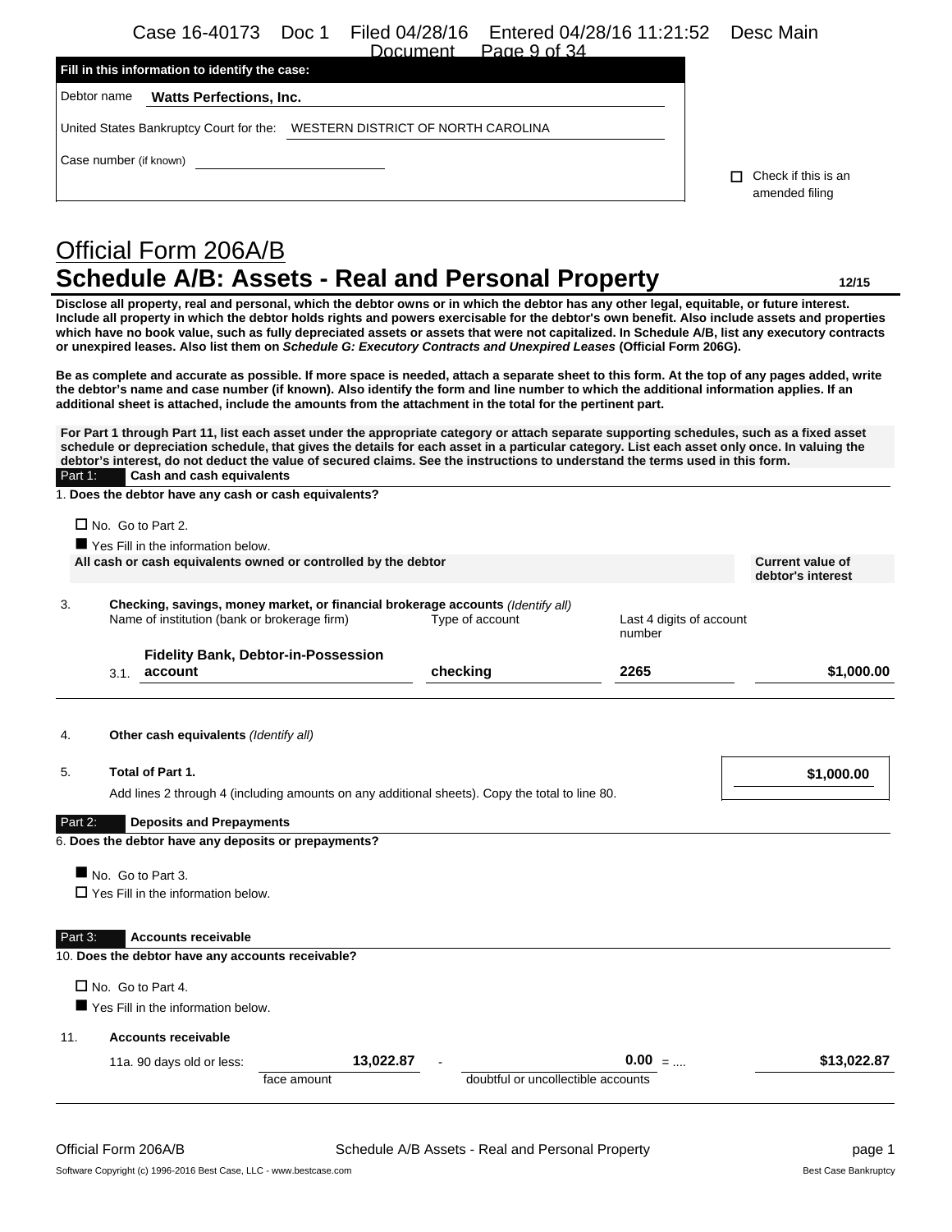**Fill in this information to identify the case:**

Debtor name **Watts Perfections, Inc.**

United States Bankruptcy Court for the: WESTERN DISTRICT OF NORTH CAROLINA

Case number (if known)

☐ Check if this is an amended filing

# Official Form 206A/B

## Schedule A/B: Assets - Real and Personal Property

12/15

**Disclose all property, real and personal, which the debtor owns or in which the debtor has any other legal, equitable, or future interest. Include all property in which the debtor holds rights and powers exercisable for the debtor's own benefit. Also include assets and properties which have no book value, such as fully depreciated assets or assets that were not capitalized. In Schedule A/B, list any executory contracts or unexpired leases. Also list them on *Schedule G: Executory Contracts and Unexpired Leases* (Official Form 206G).**

**Be as complete and accurate as possible. If more space is needed, attach a separate sheet to this form. At the top of any pages added, write the debtor's name and case number (if known). Also identify the form and line number to which the additional information applies. If an additional sheet is attached, include the amounts from the attachment in the total for the pertinent part.**

**For Part 1 through Part 11, list each asset under the appropriate category or attach separate supporting schedules, such as a fixed asset schedule or depreciation schedule, that gives the details for each asset in a particular category. List each asset only once. In valuing the debtor's interest, do not deduct the value of secured claims. See the instructions to understand the terms used in this form.**

### Part 1: Cash and cash equivalents

1. **Does the debtor have any cash or cash equivalents?**

☐ No. Go to Part 2.

■ Yes Fill in the information below.

**All cash or cash equivalents owned or controlled by the debtor** — **Current value of debtor's interest**

3. **Checking, savings, money market, or financial brokerage accounts** *(Identify all)*

| | Name of institution (bank or brokerage firm) | Type of account | Last 4 digits of account number | Current value of debtor's interest |
|---|---|---|---|---|
| 3.1. | **Fidelity Bank, Debtor-in-Possession account** | **checking** | **2265** | **$1,000.00** |

4. **Other cash equivalents** *(Identify all)*

5. **Total of Part 1.** **$1,000.00**

Add lines 2 through 4 (including amounts on any additional sheets). Copy the total to line 80.

### Part 2: Deposits and Prepayments

6. **Does the debtor have any deposits or prepayments?**

■ No. Go to Part 3.

☐ Yes Fill in the information below.

### Part 3: Accounts receivable

10. **Does the debtor have any accounts receivable?**

☐ No. Go to Part 4.

■ Yes Fill in the information below.

11. **Accounts receivable**

| | face amount | | doubtful or uncollectible accounts | | |
|---|---|---|---|---|---|
| 11a. 90 days old or less: | **13,022.87** | - | **0.00** | = .... | **$13,022.87** |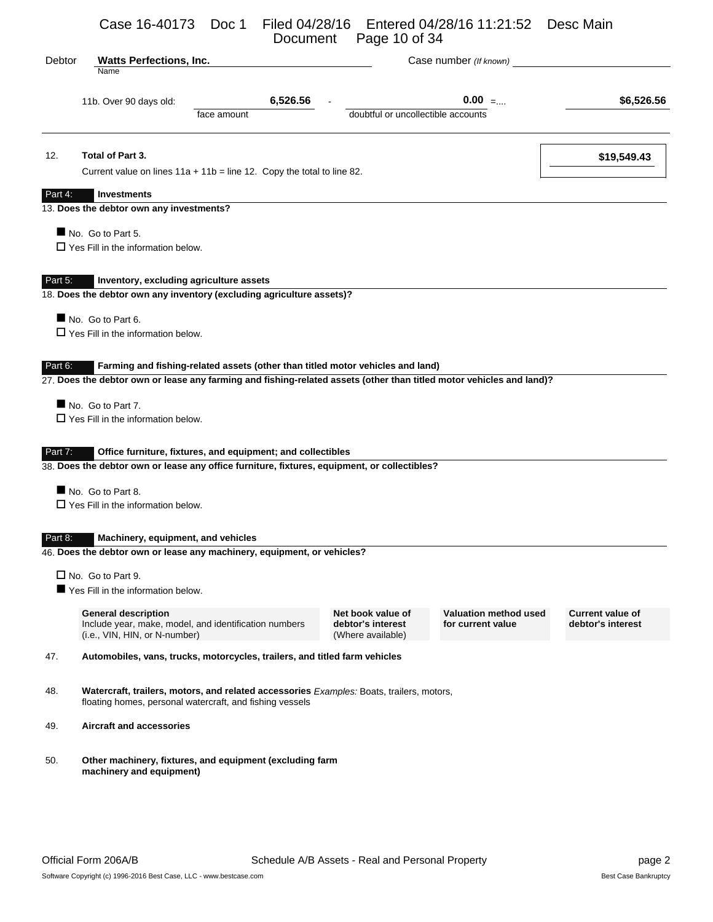Debtor **Watts Perfections, Inc.** Case number *(If known)*

Name

11b. Over 90 days old: **6,526.56** (face amount) - **0.00** (doubtful or uncollectible accounts) =.... **$6,526.56**

12. **Total of Part 3.** **$19,549.43**

Current value on lines 11a + 11b = line 12. Copy the total to line 82.

## Part 4: Investments

13. **Does the debtor own any investments?**

■ No. Go to Part 5.
☐ Yes Fill in the information below.

## Part 5: Inventory, excluding agriculture assets

18. **Does the debtor own any inventory (excluding agriculture assets)?**

■ No. Go to Part 6.
☐ Yes Fill in the information below.

## Part 6: Farming and fishing-related assets (other than titled motor vehicles and land)

27. **Does the debtor own or lease any farming and fishing-related assets (other than titled motor vehicles and land)?**

■ No. Go to Part 7.
☐ Yes Fill in the information below.

## Part 7: Office furniture, fixtures, and equipment; and collectibles

38. **Does the debtor own or lease any office furniture, fixtures, equipment, or collectibles?**

■ No. Go to Part 8.
☐ Yes Fill in the information below.

## Part 8: Machinery, equipment, and vehicles

46. **Does the debtor own or lease any machinery, equipment, or vehicles?**

☐ No. Go to Part 9.
■ Yes Fill in the information below.

| **General description** Include year, make, model, and identification numbers (i.e., VIN, HIN, or N-number) | **Net book value of debtor's interest** (Where available) | **Valuation method used for current value** | **Current value of debtor's interest** |
|---|---|---|---|

47. **Automobiles, vans, trucks, motorcycles, trailers, and titled farm vehicles**

48. **Watercraft, trailers, motors, and related accessories** *Examples:* Boats, trailers, motors, floating homes, personal watercraft, and fishing vessels

49. **Aircraft and accessories**

50. **Other machinery, fixtures, and equipment (excluding farm machinery and equipment)**

Official Form 206A/B Schedule A/B Assets - Real and Personal Property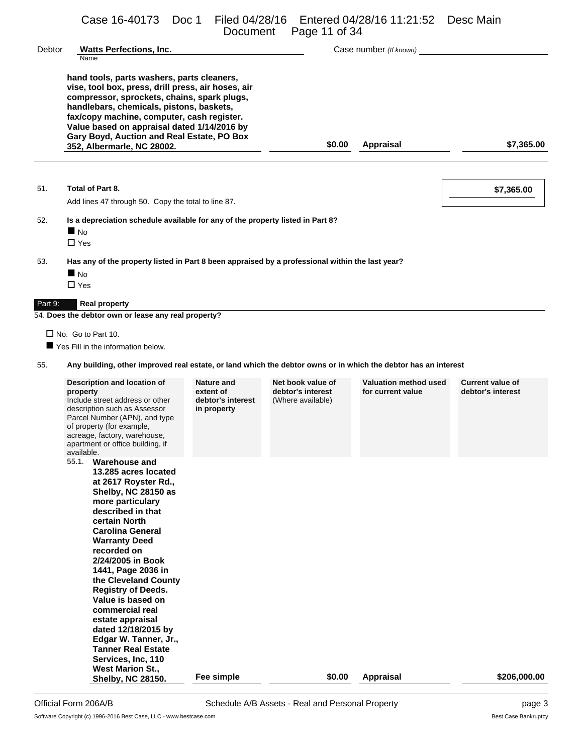Debtor **Watts Perfections, Inc.** Case number *(If known)*

| | | | |
|---|---|---|---|
| **hand tools, parts washers, parts cleaners, vise, tool box, press, drill press, air hoses, air compressor, sprockets, chains, spark plugs, handlebars, chemicals, pistons, baskets, fax/copy machine, computer, cash register. Value based on appraisal dated 1/14/2016 by Gary Boyd, Auction and Real Estate, PO Box 352, Albermarle, NC 28002.** | **$0.00** | **Appraisal** | **$7,365.00** |

51. **Total of Part 8.** **$7,365.00**

Add lines 47 through 50. Copy the total to line 87.

52. **Is a depreciation schedule available for any of the property listed in Part 8?**

■ No

☐ Yes

53. **Has any of the property listed in Part 8 been appraised by a professional within the last year?**

■ No

☐ Yes

## Part 9: Real property

54. **Does the debtor own or lease any real property?**

☐ No. Go to Part 10.

■ Yes Fill in the information below.

55. **Any building, other improved real estate, or land which the debtor owns or in which the debtor has an interest**

| **Description and location of property** Include street address or other description such as Assessor Parcel Number (APN), and type of property (for example, acreage, factory, warehouse, apartment or office building, if available. | **Nature and extent of debtor's interest in property** | **Net book value of debtor's interest** (Where available) | **Valuation method used for current value** | **Current value of debtor's interest** |
|---|---|---|---|---|
| 55.1. **Warehouse and 13.285 acres located at 2617 Royster Rd., Shelby, NC 28150 as more particulary described in that certain North Carolina General Warranty Deed recorded on 2/24/2005 in Book 1441, Page 2036 in the Cleveland County Registry of Deeds. Value is based on commercial real estate appraisal dated 12/18/2015 by Edgar W. Tanner, Jr., Tanner Real Estate Services, Inc, 110 West Marion St., Shelby, NC 28150.** | **Fee simple** | **$0.00** | **Appraisal** | **$206,000.00** |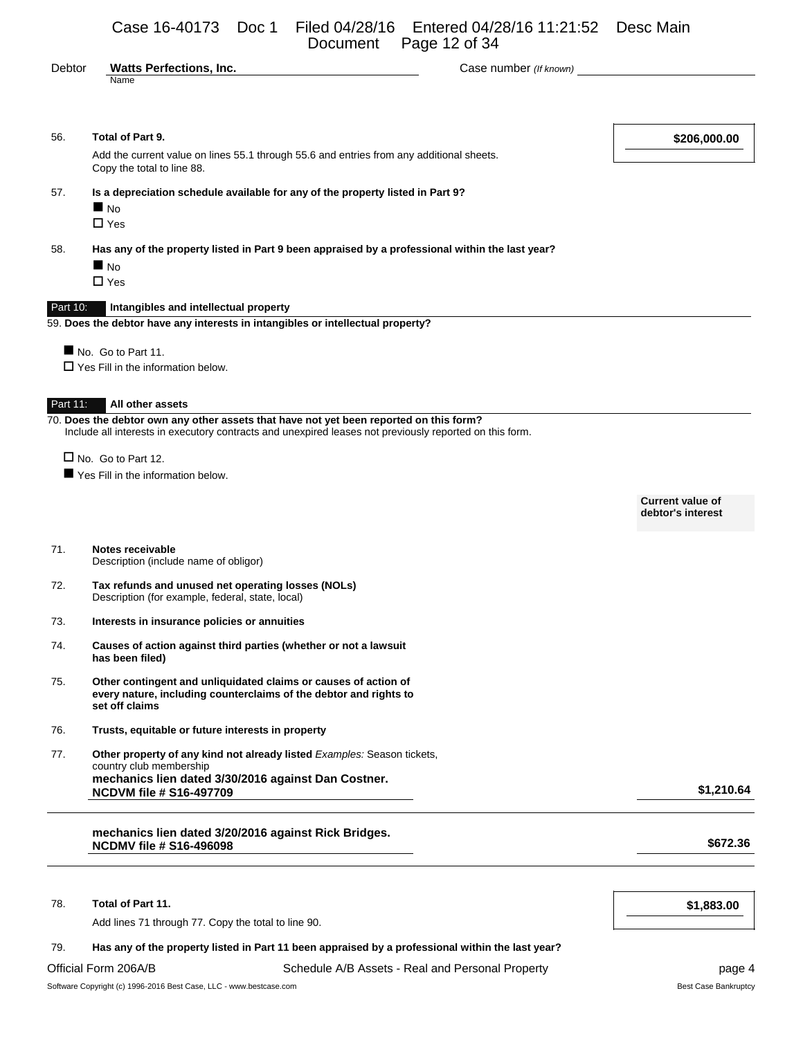Debtor **Watts Perfections, Inc.** Case number *(If known)*

56. **Total of Part 9.** **$206,000.00**

Add the current value on lines 55.1 through 55.6 and entries from any additional sheets. Copy the total to line 88.

57. **Is a depreciation schedule available for any of the property listed in Part 9?**

■ No
☐ Yes

58. **Has any of the property listed in Part 9 been appraised by a professional within the last year?**

■ No
☐ Yes

## Part 10: Intangibles and intellectual property

59. **Does the debtor have any interests in intangibles or intellectual property?**

■ No. Go to Part 11.
☐ Yes Fill in the information below.

## Part 11: All other assets

70. **Does the debtor own any other assets that have not yet been reported on this form?**
Include all interests in executory contracts and unexpired leases not previously reported on this form.

☐ No. Go to Part 12.
■ Yes Fill in the information below.

| | | **Current value of debtor's interest** |
|---|---|---|
| 71. | **Notes receivable**<br>Description (include name of obligor) | |
| 72. | **Tax refunds and unused net operating losses (NOLs)**<br>Description (for example, federal, state, local) | |
| 73. | **Interests in insurance policies or annuities** | |
| 74. | **Causes of action against third parties (whether or not a lawsuit has been filed)** | |
| 75. | **Other contingent and unliquidated claims or causes of action of every nature, including counterclaims of the debtor and rights to set off claims** | |
| 76. | **Trusts, equitable or future interests in property** | |
| 77. | **Other property of any kind not already listed** *Examples:* Season tickets, country club membership | |
| | **mechanics lien dated 3/30/2016 against Dan Costner. NCDVM file # S16-497709** | **$1,210.64** |
| | **mechanics lien dated 3/20/2016 against Rick Bridges. NCDMV file # S16-496098** | **$672.36** |

78. **Total of Part 11.** **$1,883.00**

Add lines 71 through 77. Copy the total to line 90.

79. **Has any of the property listed in Part 11 been appraised by a professional within the last year?**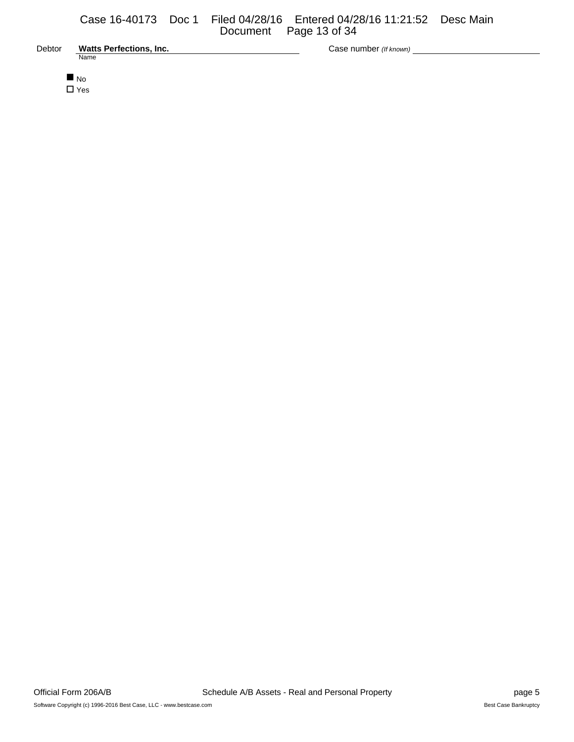Debtor **Watts Perfections, Inc.** Case number *(If known)*

Name

■ No
☐ Yes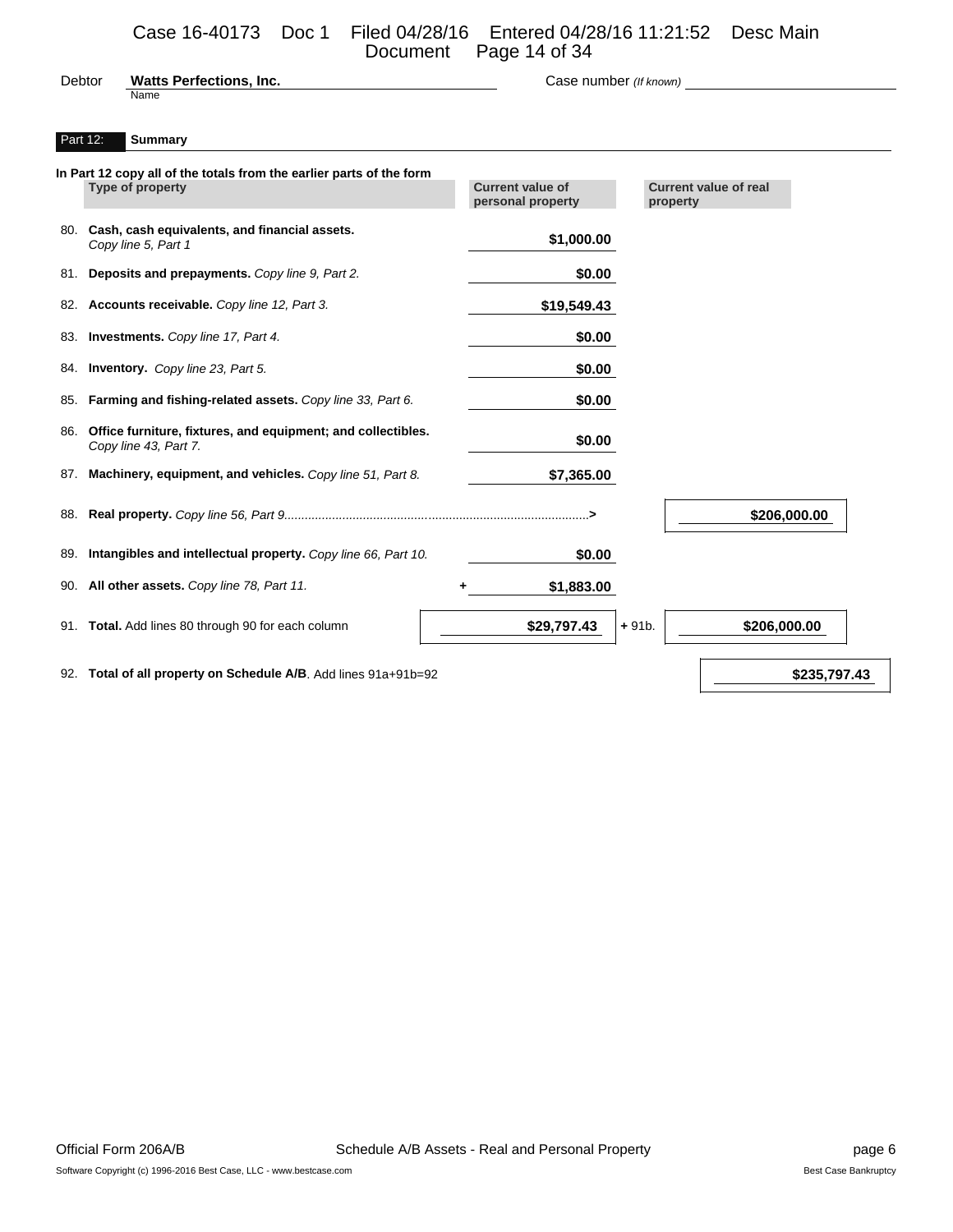Debtor **Watts Perfections, Inc.** Case number *(If known)*

Name

## Part 12: Summary

**In Part 12 copy all of the totals from the earlier parts of the form**

| | Type of property | Current value of personal property | | Current value of real property |
|---|---|---|---|---|
| 80. | **Cash, cash equivalents, and financial assets.** *Copy line 5, Part 1* | **$1,000.00** | | |
| 81. | **Deposits and prepayments.** *Copy line 9, Part 2.* | **$0.00** | | |
| 82. | **Accounts receivable.** *Copy line 12, Part 3.* | **$19,549.43** | | |
| 83. | **Investments.** *Copy line 17, Part 4.* | **$0.00** | | |
| 84. | **Inventory.** *Copy line 23, Part 5.* | **$0.00** | | |
| 85. | **Farming and fishing-related assets.** *Copy line 33, Part 6.* | **$0.00** | | |
| 86. | **Office furniture, fixtures, and equipment; and collectibles.** *Copy line 43, Part 7.* | **$0.00** | | |
| 87. | **Machinery, equipment, and vehicles.** *Copy line 51, Part 8.* | **$7,365.00** | | |
| 88. | **Real property.** *Copy line 56, Part 9*......................................................> | | | **$206,000.00** |
| 89. | **Intangibles and intellectual property.** *Copy line 66, Part 10.* | **$0.00** | | |
| 90. | **All other assets.** *Copy line 78, Part 11.* | + **$1,883.00** | | |
| 91. | **Total.** Add lines 80 through 90 for each column | **$29,797.43** | **+** 91b. | **$206,000.00** |
| 92. | **Total of all property on Schedule A/B**. Add lines 91a+91b=92 | | | **$235,797.43** |

Official Form 206A/B Schedule A/B Assets - Real and Personal Property

Software Copyright (c) 1996-2016 Best Case, LLC - www.bestcase.com Best Case Bankruptcy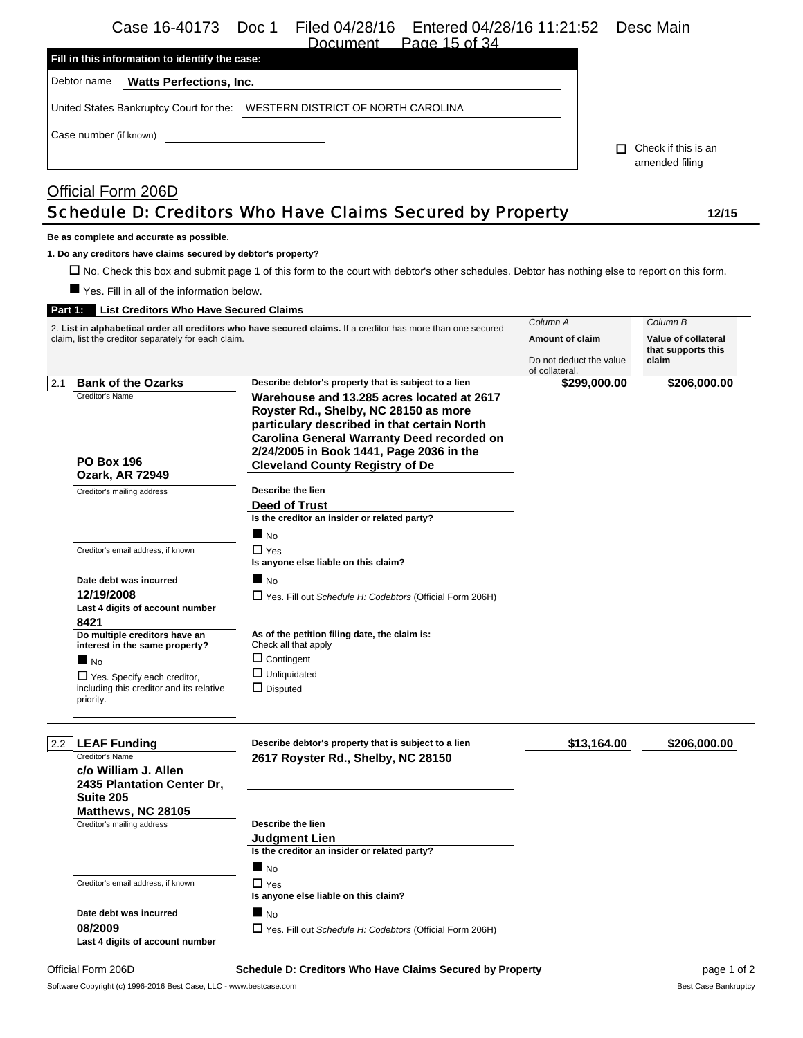**Fill in this information to identify the case:**

Debtor name **Watts Perfections, Inc.**

United States Bankruptcy Court for the: WESTERN DISTRICT OF NORTH CAROLINA

Case number (if known)

☐ Check if this is an amended filing

Official Form 206D

# Schedule D: Creditors Who Have Claims Secured by Property

**12/15**

**Be as complete and accurate as possible.**

**1. Do any creditors have claims secured by debtor's property?**

☐ No. Check this box and submit page 1 of this form to the court with debtor's other schedules. Debtor has nothing else to report on this form.

■ Yes. Fill in all of the information below.

**Part 1: List Creditors Who Have Secured Claims**

2. **List in alphabetical order all creditors who have secured claims.** If a creditor has more than one secured claim, list the creditor separately for each claim.

| | | Column A<br>**Amount of claim**<br>Do not deduct the value of collateral. | Column B<br>**Value of collateral that supports this claim** |
|---|---|---|---|
| **2.1 Bank of the Ozarks**<br>Creditor's Name<br>**PO Box 196**<br>**Ozark, AR 72949**<br>Creditor's mailing address<br><br>Creditor's email address, if known<br><br>**Date debt was incurred**<br>**12/19/2008**<br>**Last 4 digits of account number**<br>**8421**<br>**Do multiple creditors have an interest in the same property?**<br>■ No<br>☐ Yes. Specify each creditor, including this creditor and its relative priority. | **Describe debtor's property that is subject to a lien**<br>**Warehouse and 13.285 acres located at 2617 Royster Rd., Shelby, NC 28150 as more particulary described in that certain North Carolina General Warranty Deed recorded on 2/24/2005 in Book 1441, Page 2036 in the Cleveland County Registry of De**<br><br>**Describe the lien**<br>**Deed of Trust**<br>**Is the creditor an insider or related party?**<br>■ No<br>☐ Yes<br>**Is anyone else liable on this claim?**<br>■ No<br>☐ Yes. Fill out *Schedule H: Codebtors* (Official Form 206H)<br><br>**As of the petition filing date, the claim is:**<br>Check all that apply<br>☐ Contingent<br>☐ Unliquidated<br>☐ Disputed | **$299,000.00** | **$206,000.00** |
| **2.2 LEAF Funding**<br>Creditor's Name<br>**c/o William J. Allen**<br>**2435 Plantation Center Dr, Suite 205**<br>**Matthews, NC 28105**<br>Creditor's mailing address<br><br>Creditor's email address, if known<br><br>**Date debt was incurred**<br>**08/2009**<br>**Last 4 digits of account number** | **Describe debtor's property that is subject to a lien**<br>**2617 Royster Rd., Shelby, NC 28150**<br><br>**Describe the lien**<br>**Judgment Lien**<br>**Is the creditor an insider or related party?**<br>■ No<br>☐ Yes<br>**Is anyone else liable on this claim?**<br>■ No<br>☐ Yes. Fill out *Schedule H: Codebtors* (Official Form 206H) | **$13,164.00** | **$206,000.00** |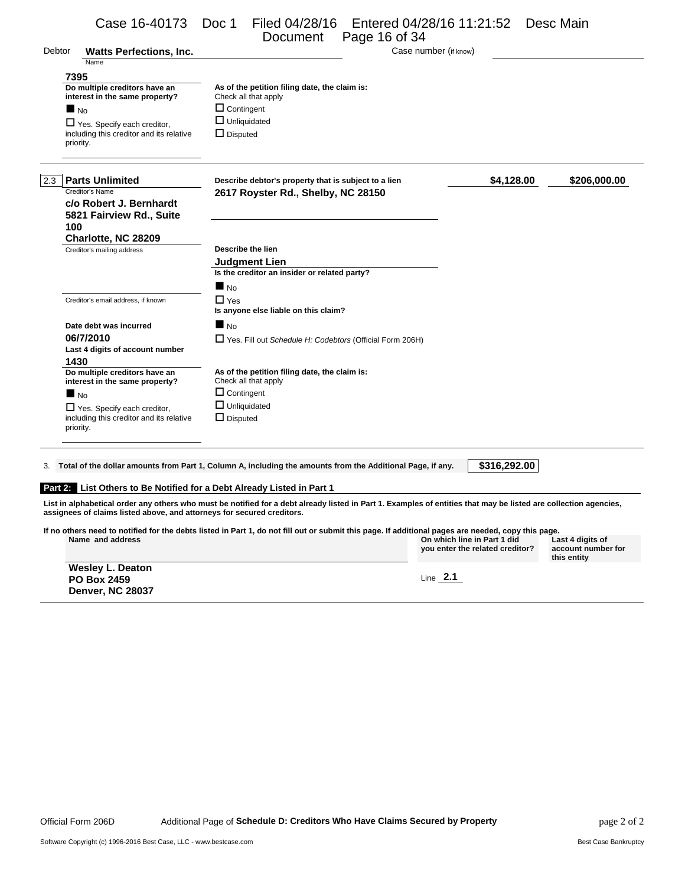Debtor **Watts Perfections, Inc.** Case number (if know)

**7395**

**Do multiple creditors have an interest in the same property?**

■ No

☐ Yes. Specify each creditor, including this creditor and its relative priority.

**As of the petition filing date, the claim is:**
Check all that apply

☐ Contingent
☐ Unliquidated
☐ Disputed

---

2.3 **Parts Unlimited**
Creditor's Name

**c/o Robert J. Bernhardt**
**5821 Fairview Rd., Suite 100**
**Charlotte, NC 28209**
Creditor's mailing address

Creditor's email address, if known

**Date debt was incurred**
**06/7/2010**

**Last 4 digits of account number**
**1430**

**Describe debtor's property that is subject to a lien**
**2617 Royster Rd., Shelby, NC 28150**

**$4,128.00** **$206,000.00**

**Describe the lien**
**Judgment Lien**

**Is the creditor an insider or related party?**

■ No
☐ Yes

**Is anyone else liable on this claim?**

■ No
☐ Yes. Fill out *Schedule H: Codebtors* (Official Form 206H)

**Do multiple creditors have an interest in the same property?**

■ No

☐ Yes. Specify each creditor, including this creditor and its relative priority.

**As of the petition filing date, the claim is:**
Check all that apply

☐ Contingent
☐ Unliquidated
☐ Disputed

---

3. **Total of the dollar amounts from Part 1, Column A, including the amounts from the Additional Page, if any.** **$316,292.00**

## Part 2: List Others to Be Notified for a Debt Already Listed in Part 1

**List in alphabetical order any others who must be notified for a debt already listed in Part 1. Examples of entities that may be listed are collection agencies, assignees of claims listed above, and attorneys for secured creditors.**

**If no others need to notified for the debts listed in Part 1, do not fill out or submit this page. If additional pages are needed, copy this page.**

| Name and address | On which line in Part 1 did you enter the related creditor? | Last 4 digits of account number for this entity |
|---|---|---|
| **Wesley L. Deaton**<br>**PO Box 2459**<br>**Denver, NC 28037** | Line **2.1** | |

Official Form 206D Additional Page of **Schedule D: Creditors Who Have Claims Secured by Property**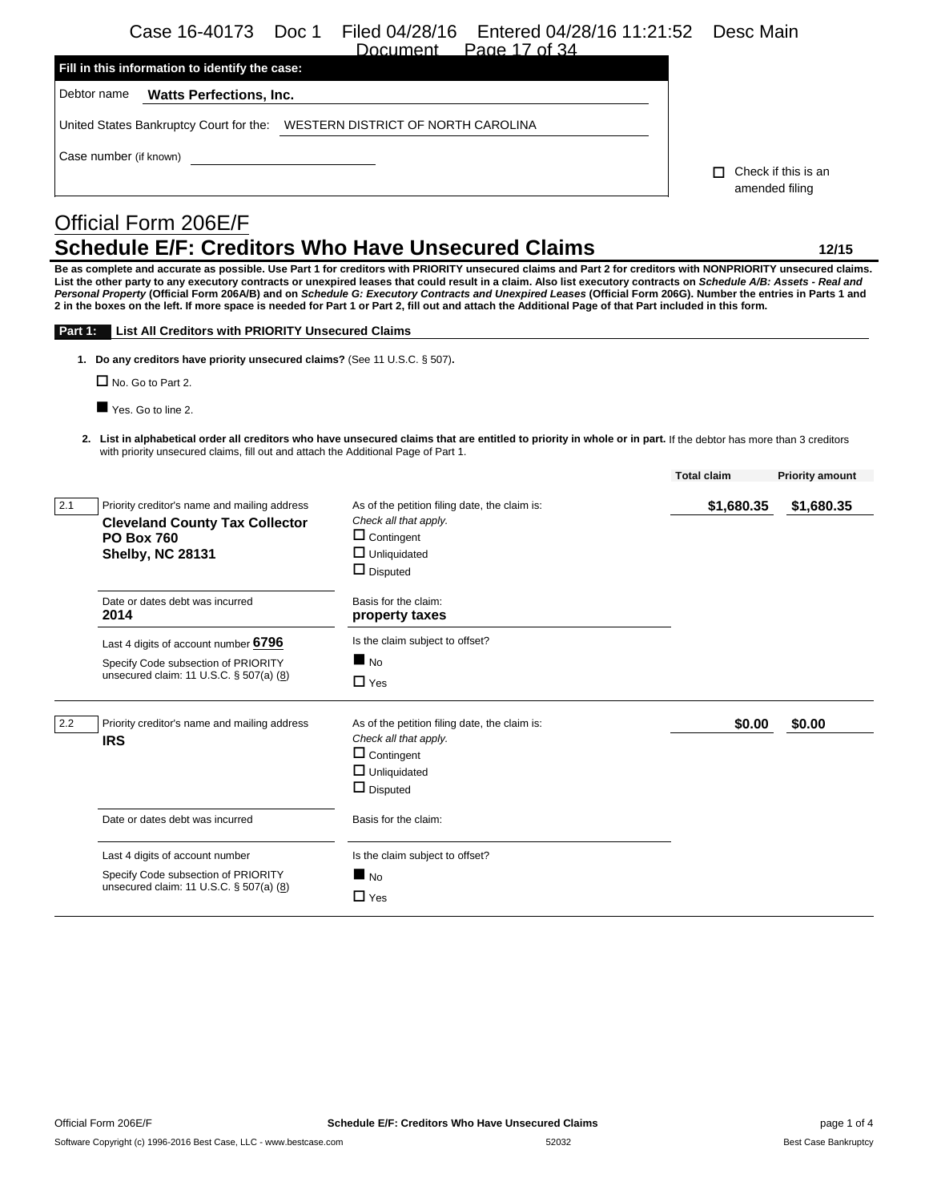**Fill in this information to identify the case:**

Debtor name **Watts Perfections, Inc.**

United States Bankruptcy Court for the: WESTERN DISTRICT OF NORTH CAROLINA

Case number (if known)

☐ Check if this is an amended filing

# Official Form 206E/F
## Schedule E/F: Creditors Who Have Unsecured Claims

**12/15**

**Be as complete and accurate as possible. Use Part 1 for creditors with PRIORITY unsecured claims and Part 2 for creditors with NONPRIORITY unsecured claims. List the other party to any executory contracts or unexpired leases that could result in a claim. Also list executory contracts on *Schedule A/B: Assets - Real and Personal Property* (Official Form 206A/B) and on *Schedule G: Executory Contracts and Unexpired Leases* (Official Form 206G). Number the entries in Parts 1 and 2 in the boxes on the left. If more space is needed for Part 1 or Part 2, fill out and attach the Additional Page of that Part included in this form.**

### Part 1: List All Creditors with PRIORITY Unsecured Claims

1. **Do any creditors have priority unsecured claims?** (See 11 U.S.C. § 507).

☐ No. Go to Part 2.

■ Yes. Go to line 2.

2. **List in alphabetical order all creditors who have unsecured claims that are entitled to priority in whole or in part.** If the debtor has more than 3 creditors with priority unsecured claims, fill out and attach the Additional Page of Part 1.

| | | | Total claim | Priority amount |
|---|---|---|---|---|
| 2.1 | Priority creditor's name and mailing address<br>**Cleveland County Tax Collector**<br>**PO Box 760**<br>**Shelby, NC 28131** | As of the petition filing date, the claim is: *Check all that apply.*<br>☐ Contingent<br>☐ Unliquidated<br>☐ Disputed | **$1,680.35** | **$1,680.35** |
| | Date or dates debt was incurred<br>**2014** | Basis for the claim:<br>**property taxes** | | |
| | Last 4 digits of account number **6796**<br>Specify Code subsection of PRIORITY unsecured claim: 11 U.S.C. § 507(a) (8) | Is the claim subject to offset?<br>■ No<br>☐ Yes | | |
| 2.2 | Priority creditor's name and mailing address<br>**IRS** | As of the petition filing date, the claim is: *Check all that apply.*<br>☐ Contingent<br>☐ Unliquidated<br>☐ Disputed | **$0.00** | **$0.00** |
| | Date or dates debt was incurred | Basis for the claim: | | |
| | Last 4 digits of account number<br>Specify Code subsection of PRIORITY unsecured claim: 11 U.S.C. § 507(a) (8) | Is the claim subject to offset?<br>■ No<br>☐ Yes | | |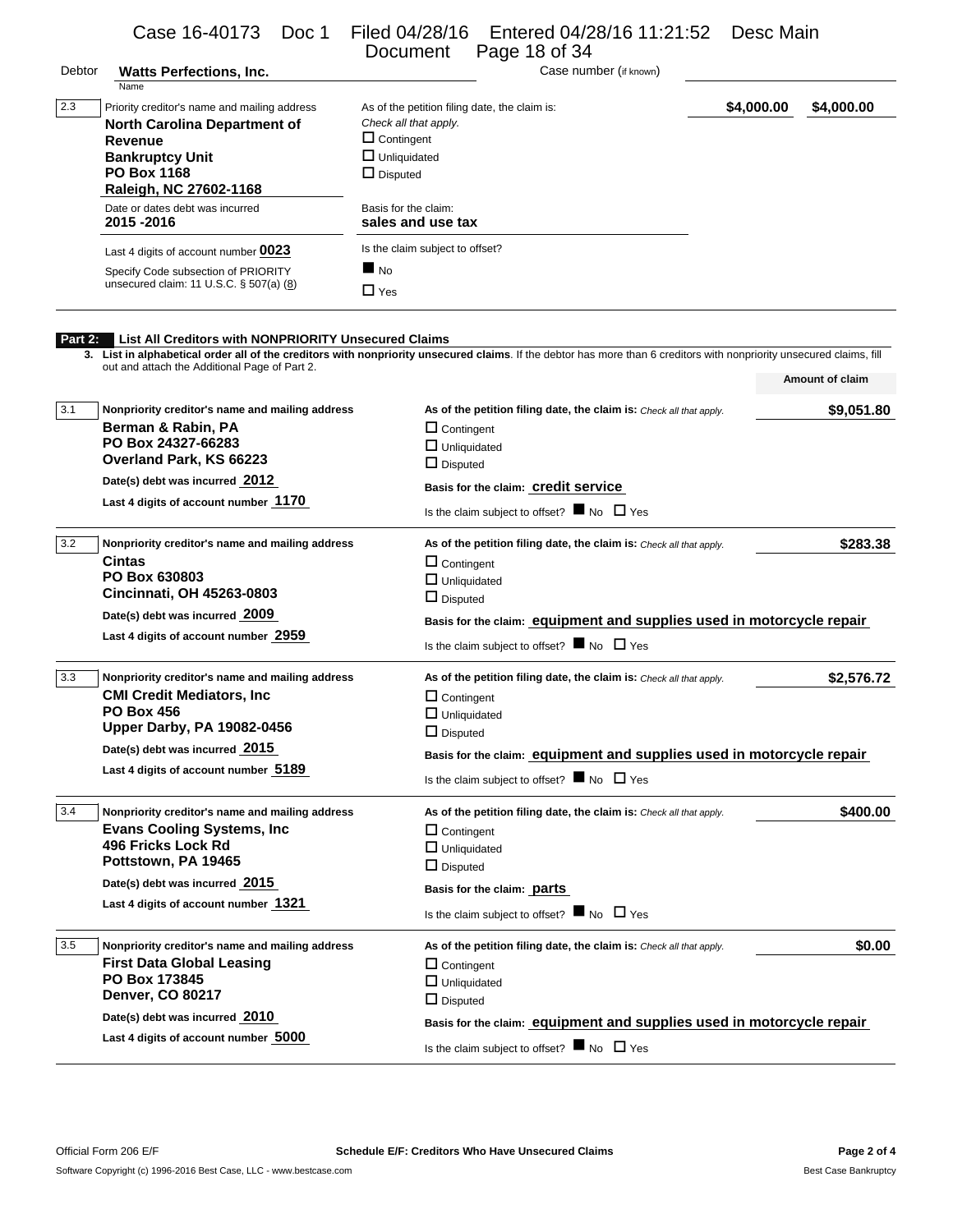Debtor **Watts Perfections, Inc.** Case number (if known)

| 2.3 | Priority creditor's name and mailing address | As of the petition filing date, the claim is: | | |
|---|---|---|---|---|
| | **North Carolina Department of Revenue**<br>**Bankruptcy Unit**<br>**PO Box 1168**<br>**Raleigh, NC 27602-1168** | *Check all that apply.*<br>☐ Contingent<br>☐ Unliquidated<br>☐ Disputed | **$4,000.00** | **$4,000.00** |
| | Date or dates debt was incurred<br>**2015 -2016** | Basis for the claim:<br>**sales and use tax** | | |
| | Last 4 digits of account number **0023**<br>Specify Code subsection of PRIORITY unsecured claim: 11 U.S.C. § 507(a) (8) | Is the claim subject to offset?<br>■ No<br>☐ Yes | | |

## Part 2: List All Creditors with NONPRIORITY Unsecured Claims

3. **List in alphabetical order all of the creditors with nonpriority unsecured claims**. If the debtor has more than 6 creditors with nonpriority unsecured claims, fill out and attach the Additional Page of Part 2.

| | Nonpriority creditor's name and mailing address | As of the petition filing date, the claim is: *Check all that apply.* | Amount of claim |
|---|---|---|---|
| 3.1 | **Berman & Rabin, PA**<br>**PO Box 24327-66283**<br>**Overland Park, KS 66223**<br>Date(s) debt was incurred **2012**<br>Last 4 digits of account number **1170** | ☐ Contingent<br>☐ Unliquidated<br>☐ Disputed<br>Basis for the claim: **credit service**<br>Is the claim subject to offset? ■ No ☐ Yes | **$9,051.80** |
| 3.2 | **Cintas**<br>**PO Box 630803**<br>**Cincinnati, OH 45263-0803**<br>Date(s) debt was incurred **2009**<br>Last 4 digits of account number **2959** | ☐ Contingent<br>☐ Unliquidated<br>☐ Disputed<br>Basis for the claim: **equipment and supplies used in motorcycle repair**<br>Is the claim subject to offset? ■ No ☐ Yes | **$283.38** |
| 3.3 | **CMI Credit Mediators, Inc**<br>**PO Box 456**<br>**Upper Darby, PA 19082-0456**<br>Date(s) debt was incurred **2015**<br>Last 4 digits of account number **5189** | ☐ Contingent<br>☐ Unliquidated<br>☐ Disputed<br>Basis for the claim: **equipment and supplies used in motorcycle repair**<br>Is the claim subject to offset? ■ No ☐ Yes | **$2,576.72** |
| 3.4 | **Evans Cooling Systems, Inc**<br>**496 Fricks Lock Rd**<br>**Pottstown, PA 19465**<br>Date(s) debt was incurred **2015**<br>Last 4 digits of account number **1321** | ☐ Contingent<br>☐ Unliquidated<br>☐ Disputed<br>Basis for the claim: **parts**<br>Is the claim subject to offset? ■ No ☐ Yes | **$400.00** |
| 3.5 | **First Data Global Leasing**<br>**PO Box 173845**<br>**Denver, CO 80217**<br>Date(s) debt was incurred **2010**<br>Last 4 digits of account number **5000** | ☐ Contingent<br>☐ Unliquidated<br>☐ Disputed<br>Basis for the claim: **equipment and supplies used in motorcycle repair**<br>Is the claim subject to offset? ■ No ☐ Yes | **$0.00** |

Official Form 206 E/F **Schedule E/F: Creditors Who Have Unsecured Claims**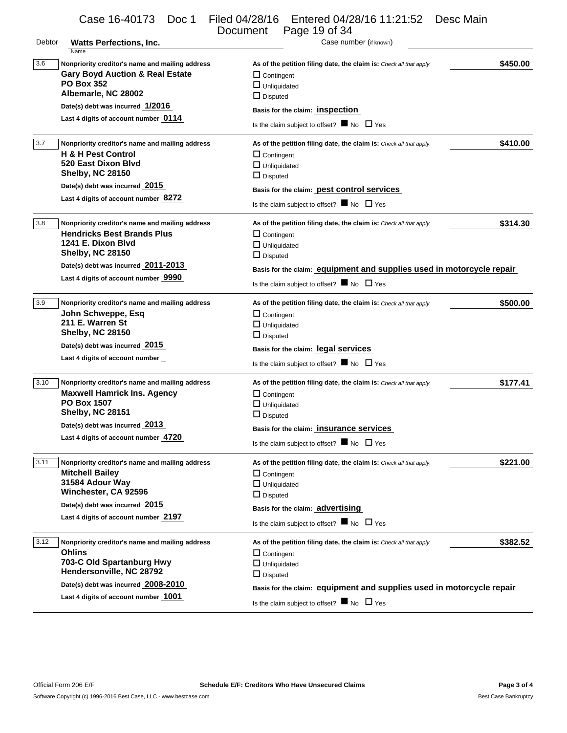Debtor **Watts Perfections, Inc.** Case number (if known)

Name

**3.6** Nonpriority creditor's name and mailing address
**Gary Boyd Auction & Real Estate**
**PO Box 352**
**Albemarle, NC 28002**
Date(s) debt was incurred **1/2016**
Last 4 digits of account number **0114**

As of the petition filing date, the claim is: *Check all that apply.* **$450.00**
☐ Contingent
☐ Unliquidated
☐ Disputed
Basis for the claim: **inspection**
Is the claim subject to offset? ■ No ☐ Yes

---

**3.7** Nonpriority creditor's name and mailing address
**H & H Pest Control**
**520 East Dixon Blvd**
**Shelby, NC 28150**
Date(s) debt was incurred **2015**
Last 4 digits of account number **8272**

As of the petition filing date, the claim is: *Check all that apply.* **$410.00**
☐ Contingent
☐ Unliquidated
☐ Disputed
Basis for the claim: **pest control services**
Is the claim subject to offset? ■ No ☐ Yes

---

**3.8** Nonpriority creditor's name and mailing address
**Hendricks Best Brands Plus**
**1241 E. Dixon Blvd**
**Shelby, NC 28150**
Date(s) debt was incurred **2011-2013**
Last 4 digits of account number **9990**

As of the petition filing date, the claim is: *Check all that apply.* **$314.30**
☐ Contingent
☐ Unliquidated
☐ Disputed
Basis for the claim: **equipment and supplies used in motorcycle repair**
Is the claim subject to offset? ■ No ☐ Yes

---

**3.9** Nonpriority creditor's name and mailing address
**John Schweppe, Esq**
**211 E. Warren St**
**Shelby, NC 28150**
Date(s) debt was incurred **2015**
Last 4 digits of account number _

As of the petition filing date, the claim is: *Check all that apply.* **$500.00**
☐ Contingent
☐ Unliquidated
☐ Disputed
Basis for the claim: **legal services**
Is the claim subject to offset? ■ No ☐ Yes

---

**3.10** Nonpriority creditor's name and mailing address
**Maxwell Hamrick Ins. Agency**
**PO Box 1507**
**Shelby, NC 28151**
Date(s) debt was incurred **2013**
Last 4 digits of account number **4720**

As of the petition filing date, the claim is: *Check all that apply.* **$177.41**
☐ Contingent
☐ Unliquidated
☐ Disputed
Basis for the claim: **insurance services**
Is the claim subject to offset? ■ No ☐ Yes

---

**3.11** Nonpriority creditor's name and mailing address
**Mitchell Bailey**
**31584 Adour Way**
**Winchester, CA 92596**
Date(s) debt was incurred **2015**
Last 4 digits of account number **2197**

As of the petition filing date, the claim is: *Check all that apply.* **$221.00**
☐ Contingent
☐ Unliquidated
☐ Disputed
Basis for the claim: **advertising**
Is the claim subject to offset? ■ No ☐ Yes

---

**3.12** Nonpriority creditor's name and mailing address
**Ohlins**
**703-C Old Spartanburg Hwy**
**Hendersonville, NC 28792**
Date(s) debt was incurred **2008-2010**
Last 4 digits of account number **1001**

As of the petition filing date, the claim is: *Check all that apply.* **$382.52**
☐ Contingent
☐ Unliquidated
☐ Disputed
Basis for the claim: **equipment and supplies used in motorcycle repair**
Is the claim subject to offset? ■ No ☐ Yes

---

Official Form 206 E/F **Schedule E/F: Creditors Who Have Unsecured Claims** **Page 3 of 4**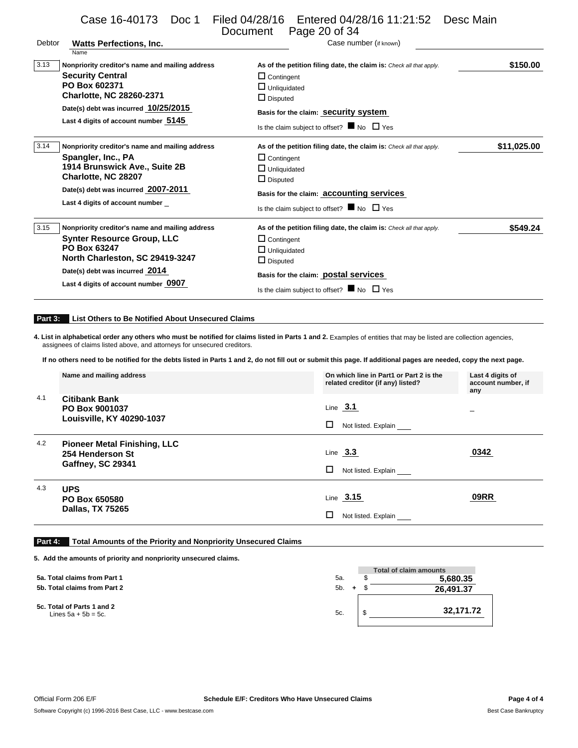Debtor **Watts Perfections, Inc.** Case number (if known)

| | Nonpriority creditor's name and mailing address | As of the petition filing date, the claim is: *Check all that apply.* | Amount |
|---|---|---|---|
| 3.13 | **Security Central**<br>**PO Box 602371**<br>**Charlotte, NC 28260-2371**<br>Date(s) debt was incurred **10/25/2015**<br>Last 4 digits of account number **5145** | ☐ Contingent<br>☐ Unliquidated<br>☐ Disputed<br>Basis for the claim: **security system**<br>Is the claim subject to offset? ■ No ☐ Yes | **$150.00** |
| 3.14 | **Spangler, Inc., PA**<br>**1914 Brunswick Ave., Suite 2B**<br>**Charlotte, NC 28207**<br>Date(s) debt was incurred **2007-2011**<br>Last 4 digits of account number _ | ☐ Contingent<br>☐ Unliquidated<br>☐ Disputed<br>Basis for the claim: **accounting services**<br>Is the claim subject to offset? ■ No ☐ Yes | **$11,025.00** |
| 3.15 | **Synter Resource Group, LLC**<br>**PO Box 63247**<br>**North Charleston, SC 29419-3247**<br>Date(s) debt was incurred **2014**<br>Last 4 digits of account number **0907** | ☐ Contingent<br>☐ Unliquidated<br>☐ Disputed<br>Basis for the claim: **postal services**<br>Is the claim subject to offset? ■ No ☐ Yes | **$549.24** |

## Part 3: List Others to Be Notified About Unsecured Claims

**4. List in alphabetical order any others who must be notified for claims listed in Parts 1 and 2.** Examples of entities that may be listed are collection agencies, assignees of claims listed above, and attorneys for unsecured creditors.

**If no others need to be notified for the debts listed in Parts 1 and 2, do not fill out or submit this page. If additional pages are needed, copy the next page.**

| | Name and mailing address | On which line in Part1 or Part 2 is the related creditor (if any) listed? | Last 4 digits of account number, if any |
|---|---|---|---|
| 4.1 | **Citibank Bank**<br>**PO Box 9001037**<br>**Louisville, KY 40290-1037** | Line **3.1**<br>☐ Not listed. Explain | _ |
| 4.2 | **Pioneer Metal Finishing, LLC**<br>**254 Henderson St**<br>**Gaffney, SC 29341** | Line **3.3**<br>☐ Not listed. Explain | **0342** |
| 4.3 | **UPS**<br>**PO Box 650580**<br>**Dallas, TX 75265** | Line **3.15**<br>☐ Not listed. Explain | **09RR** |

## Part 4: Total Amounts of the Priority and Nonpriority Unsecured Claims

**5. Add the amounts of priority and nonpriority unsecured claims.**

| | | Total of claim amounts |
|---|---|---|
| **5a. Total claims from Part 1** | 5a. | $ **5,680.35** |
| **5b. Total claims from Part 2** | 5b. + | $ **26,491.37** |
| **5c. Total of Parts 1 and 2**<br>Lines 5a + 5b = 5c. | 5c. | $ **32,171.72** |

Official Form 206 E/F — Schedule E/F: Creditors Who Have Unsecured Claims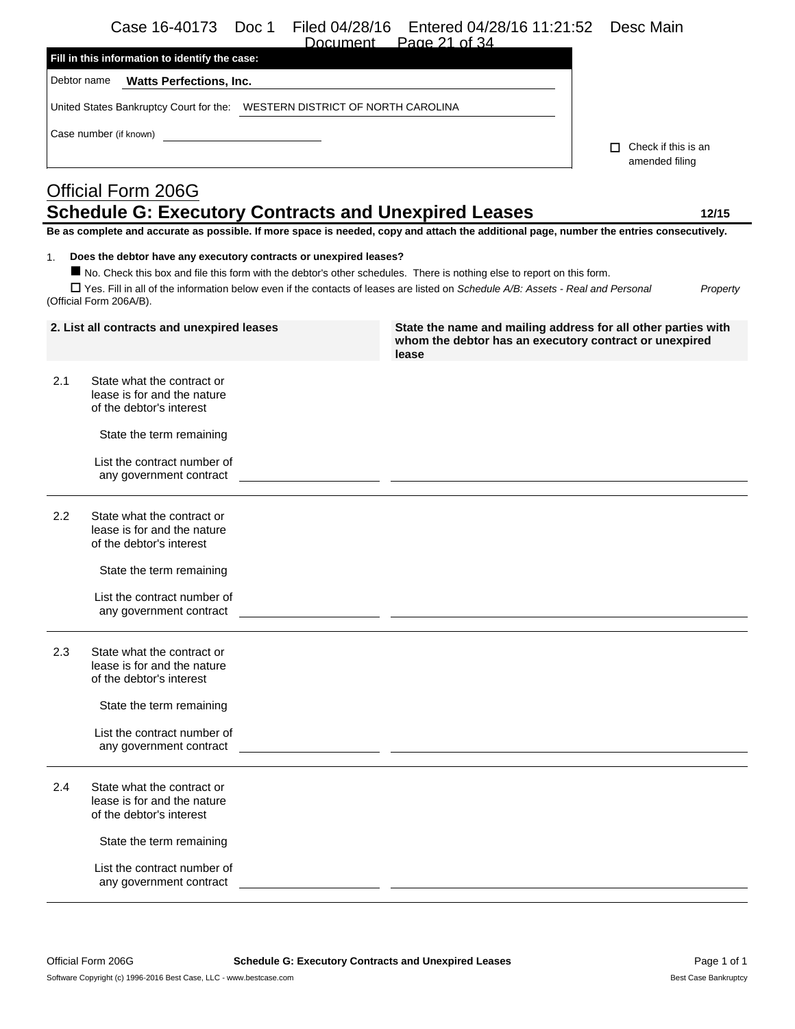Fill in this information to identify the case:

Debtor name **Watts Perfections, Inc.**

United States Bankruptcy Court for the: WESTERN DISTRICT OF NORTH CAROLINA

Case number (if known)

☐ Check if this is an amended filing

# Official Form 206G

## Schedule G: Executory Contracts and Unexpired Leases

**12/15**

**Be as complete and accurate as possible. If more space is needed, copy and attach the additional page, number the entries consecutively.**

1. **Does the debtor have any executory contracts or unexpired leases?**

■ No. Check this box and file this form with the debtor's other schedules. There is nothing else to report on this form.

☐ Yes. Fill in all of the information below even if the contacts of leases are listed on *Schedule A/B: Assets - Real and Personal Property* (Official Form 206A/B).

| 2. List all contracts and unexpired leases | | State the name and mailing address for all other parties with whom the debtor has an executory contract or unexpired lease |
|---|---|---|
| 2.1 | State what the contract or lease is for and the nature of the debtor's interest | |
| | State the term remaining | |
| | List the contract number of any government contract | |
| 2.2 | State what the contract or lease is for and the nature of the debtor's interest | |
| | State the term remaining | |
| | List the contract number of any government contract | |
| 2.3 | State what the contract or lease is for and the nature of the debtor's interest | |
| | State the term remaining | |
| | List the contract number of any government contract | |
| 2.4 | State what the contract or lease is for and the nature of the debtor's interest | |
| | State the term remaining | |
| | List the contract number of any government contract | |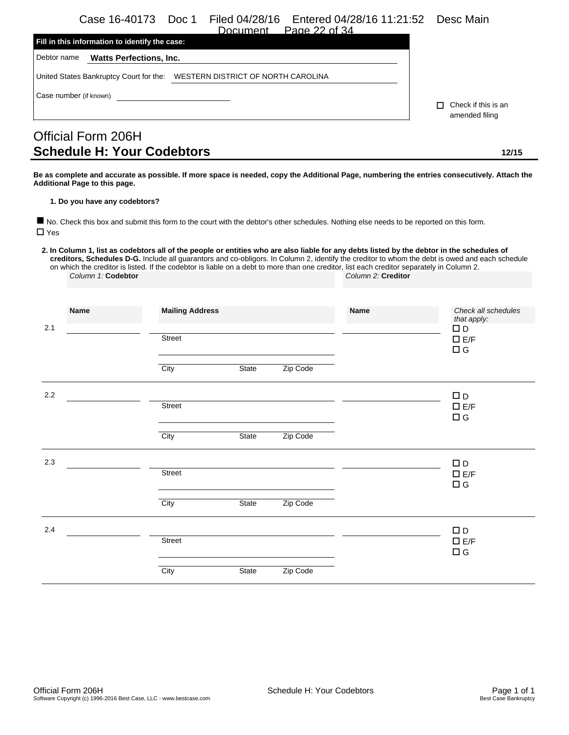**Fill in this information to identify the case:**

Debtor name **Watts Perfections, Inc.**

United States Bankruptcy Court for the: WESTERN DISTRICT OF NORTH CAROLINA

Case number (if known) ____________

☐ Check if this is an amended filing

# Official Form 206H
## Schedule H: Your Codebtors

12/15

**Be as complete and accurate as possible. If more space is needed, copy the Additional Page, numbering the entries consecutively. Attach the Additional Page to this page.**

**1. Do you have any codebtors?**

■ No. Check this box and submit this form to the court with the debtor's other schedules. Nothing else needs to be reported on this form.
☐ Yes

**2. In Column 1, list as codebtors all of the people or entities who are also liable for any debts listed by the debtor in the schedules of creditors, Schedules D-G.** Include all guarantors and co-obligors. In Column 2, identify the creditor to whom the debt is owed and each schedule on which the creditor is listed. If the codebtor is liable on a debt to more than one creditor, list each creditor separately in Column 2.

| | *Column 1:* **Codebtor** | | *Column 2:* **Creditor** | |
|---|---|---|---|---|
| | **Name** | **Mailing Address** | **Name** | *Check all schedules that apply:* |
| 2.1 | | Street<br>City State Zip Code | | ☐ D<br>☐ E/F<br>☐ G |
| 2.2 | | Street<br>City State Zip Code | | ☐ D<br>☐ E/F<br>☐ G |
| 2.3 | | Street<br>City State Zip Code | | ☐ D<br>☐ E/F<br>☐ G |
| 2.4 | | Street<br>City State Zip Code | | ☐ D<br>☐ E/F<br>☐ G |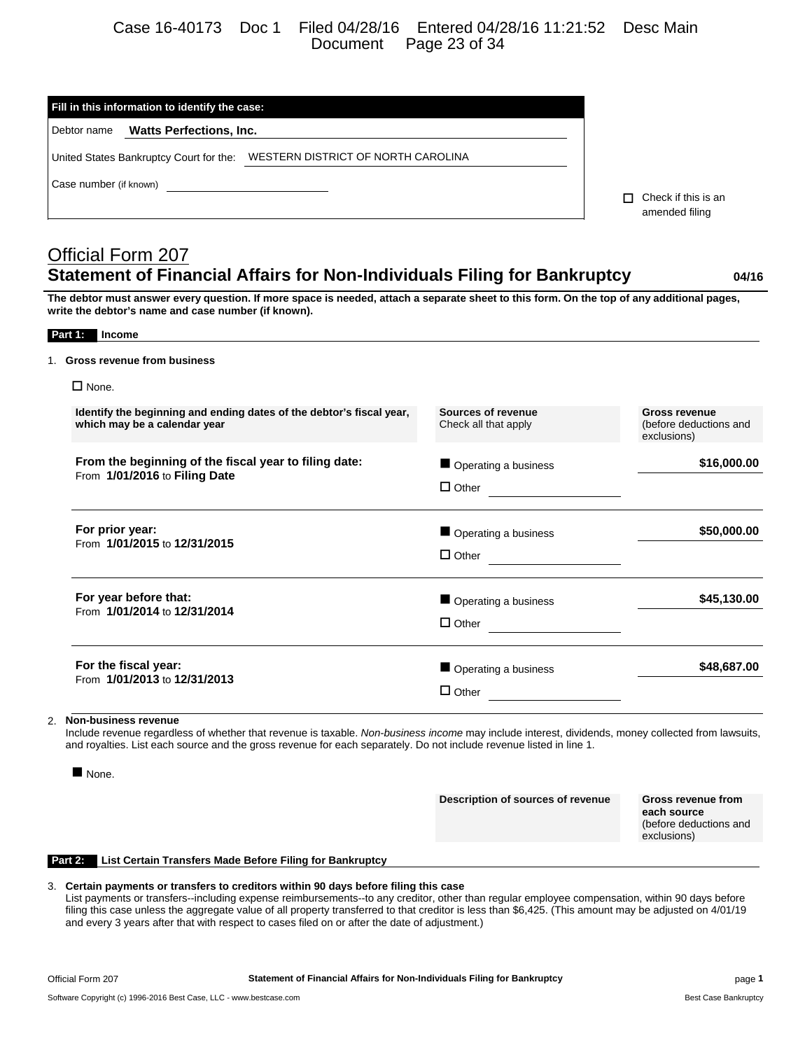| Fill in this information to identify the case: |
| --- |
| Debtor name **Watts Perfections, Inc.** |
| United States Bankruptcy Court for the: WESTERN DISTRICT OF NORTH CAROLINA |
| Case number (if known) |

☐ Check if this is an amended filing

# Official Form 207
## Statement of Financial Affairs for Non-Individuals Filing for Bankruptcy

04/16

**The debtor must answer every question. If more space is needed, attach a separate sheet to this form. On the top of any additional pages, write the debtor's name and case number (if known).**

### Part 1: Income

1. **Gross revenue from business**

☐ None.

| Identify the beginning and ending dates of the debtor's fiscal year, which may be a calendar year | Sources of revenue Check all that apply | Gross revenue (before deductions and exclusions) |
| --- | --- | --- |
| **From the beginning of the fiscal year to filing date:** From **1/01/2016** to **Filing Date** | ■ Operating a business ☐ Other | **$16,000.00** |
| **For prior year:** From **1/01/2015** to **12/31/2015** | ■ Operating a business ☐ Other | **$50,000.00** |
| **For year before that:** From **1/01/2014** to **12/31/2014** | ■ Operating a business ☐ Other | **$45,130.00** |
| **For the fiscal year:** From **1/01/2013** to **12/31/2013** | ■ Operating a business ☐ Other | **$48,687.00** |

2. **Non-business revenue**
Include revenue regardless of whether that revenue is taxable. *Non-business income* may include interest, dividends, money collected from lawsuits, and royalties. List each source and the gross revenue for each separately. Do not include revenue listed in line 1.

■ None.

| Description of sources of revenue | Gross revenue from each source (before deductions and exclusions) |
| --- | --- |

### Part 2: List Certain Transfers Made Before Filing for Bankruptcy

3. **Certain payments or transfers to creditors within 90 days before filing this case**
List payments or transfers--including expense reimbursements--to any creditor, other than regular employee compensation, within 90 days before filing this case unless the aggregate value of all property transferred to that creditor is less than $6,425. (This amount may be adjusted on 4/01/19 and every 3 years after that with respect to cases filed on or after the date of adjustment.)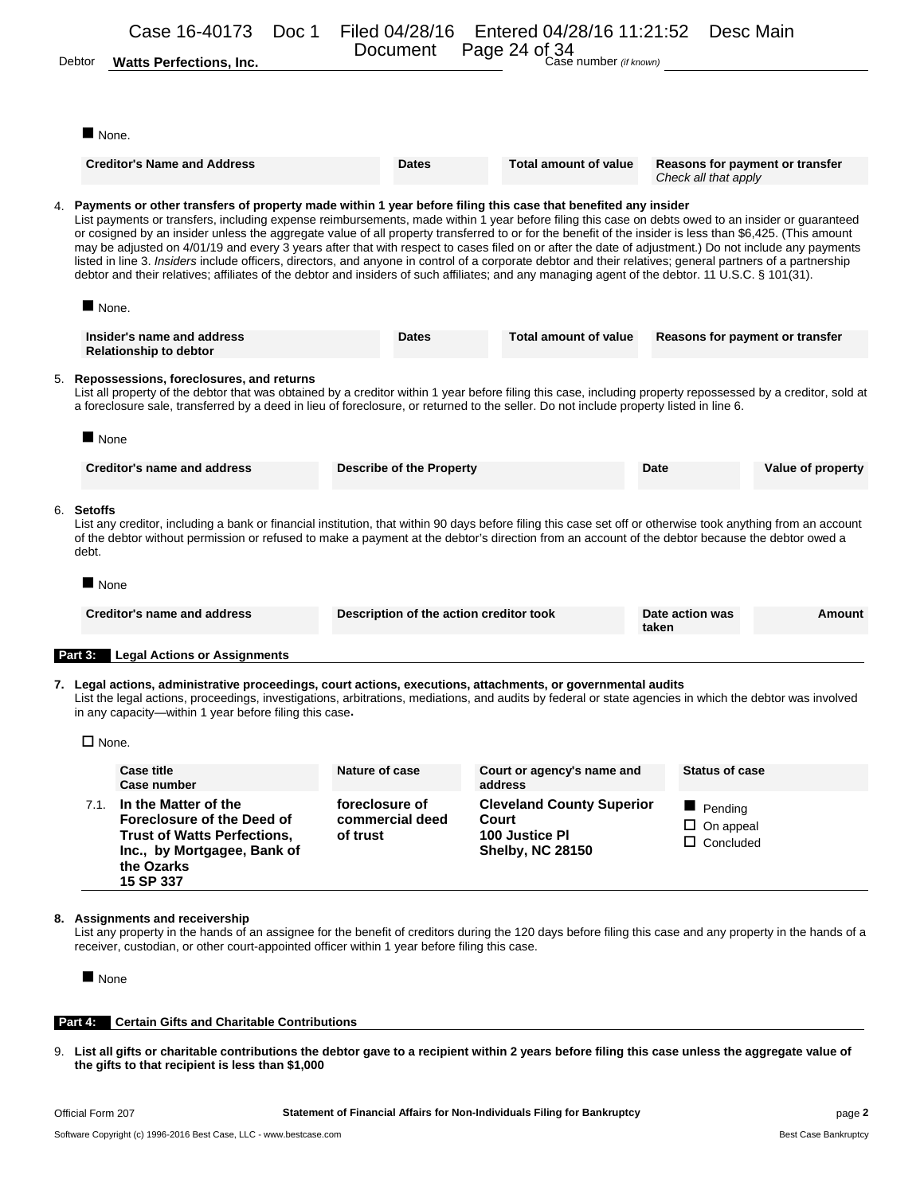Debtor **Watts Perfections, Inc.** Case number *(if known)*

■ None.

| Creditor's Name and Address | Dates | Total amount of value | Reasons for payment or transfer *Check all that apply* |
|---|---|---|---|

4. **Payments or other transfers of property made within 1 year before filing this case that benefited any insider**
List payments or transfers, including expense reimbursements, made within 1 year before filing this case on debts owed to an insider or guaranteed or cosigned by an insider unless the aggregate value of all property transferred to or for the benefit of the insider is less than $6,425. (This amount may be adjusted on 4/01/19 and every 3 years after that with respect to cases filed on or after the date of adjustment.) Do not include any payments listed in line 3. *Insiders* include officers, directors, and anyone in control of a corporate debtor and their relatives; general partners of a partnership debtor and their relatives; affiliates of the debtor and insiders of such affiliates; and any managing agent of the debtor. 11 U.S.C. § 101(31).

■ None.

| Insider's name and address Relationship to debtor | Dates | Total amount of value | Reasons for payment or transfer |
|---|---|---|---|

5. **Repossessions, foreclosures, and returns**
List all property of the debtor that was obtained by a creditor within 1 year before filing this case, including property repossessed by a creditor, sold at a foreclosure sale, transferred by a deed in lieu of foreclosure, or returned to the seller. Do not include property listed in line 6.

■ None

| Creditor's name and address | Describe of the Property | Date | Value of property |
|---|---|---|---|

6. **Setoffs**
List any creditor, including a bank or financial institution, that within 90 days before filing this case set off or otherwise took anything from an account of the debtor without permission or refused to make a payment at the debtor's direction from an account of the debtor because the debtor owed a debt.

■ None

| Creditor's name and address | Description of the action creditor took | Date action was taken | Amount |
|---|---|---|---|

**Part 3: Legal Actions or Assignments**

7. **Legal actions, administrative proceedings, court actions, executions, attachments, or governmental audits**
List the legal actions, proceedings, investigations, arbitrations, mediations, and audits by federal or state agencies in which the debtor was involved in any capacity—within 1 year before filing this case.

☐ None.

| | Case title Case number | Nature of case | Court or agency's name and address | Status of case |
|---|---|---|---|---|
| 7.1. | **In the Matter of the Foreclosure of the Deed of Trust of Watts Perfections, Inc., by Mortgagee, Bank of the Ozarks 15 SP 337** | **foreclosure of commercial deed of trust** | **Cleveland County Superior Court 100 Justice Pl Shelby, NC 28150** | ■ Pending ☐ On appeal ☐ Concluded |

8. **Assignments and receivership**
List any property in the hands of an assignee for the benefit of creditors during the 120 days before filing this case and any property in the hands of a receiver, custodian, or other court-appointed officer within 1 year before filing this case.

■ None

**Part 4: Certain Gifts and Charitable Contributions**

9. **List all gifts or charitable contributions the debtor gave to a recipient within 2 years before filing this case unless the aggregate value of the gifts to that recipient is less than $1,000**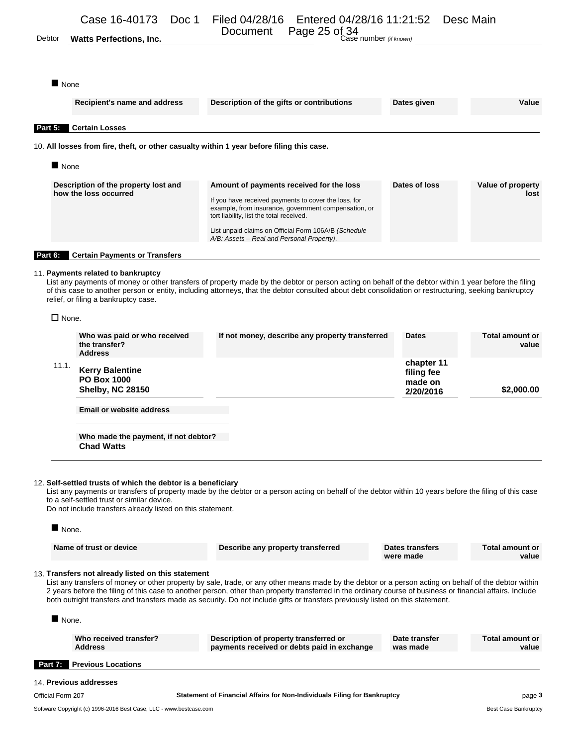Debtor **Watts Perfections, Inc.** Case number *(if known)*

■ None

| Recipient's name and address | Description of the gifts or contributions | Dates given | Value |
|---|---|---|---|

**Part 5: Certain Losses**

10. **All losses from fire, theft, or other casualty within 1 year before filing this case.**

■ None

| Description of the property lost and how the loss occurred | Amount of payments received for the loss<br>If you have received payments to cover the loss, for example, from insurance, government compensation, or tort liability, list the total received.<br>List unpaid claims on Official Form 106A/B *(Schedule A/B: Assets – Real and Personal Property)*. | Dates of loss | Value of property lost |
|---|---|---|---|

**Part 6: Certain Payments or Transfers**

11. **Payments related to bankruptcy**

List any payments of money or other transfers of property made by the debtor or person acting on behalf of the debtor within 1 year before the filing of this case to another person or entity, including attorneys, that the debtor consulted about debt consolidation or restructuring, seeking bankruptcy relief, or filing a bankruptcy case.

☐ None.

| | Who was paid or who received the transfer? Address | If not money, describe any property transferred | Dates | Total amount or value |
|---|---|---|---|---|
| 11.1. | **Kerry Balentine**<br>**PO Box 1000**<br>**Shelby, NC 28150** | | **chapter 11 filing fee made on 2/20/2016** | **$2,000.00** |

**Email or website address**

**Who made the payment, if not debtor?**
**Chad Watts**

12. **Self-settled trusts of which the debtor is a beneficiary**

List any payments or transfers of property made by the debtor or a person acting on behalf of the debtor within 10 years before the filing of this case to a self-settled trust or similar device.
Do not include transfers already listed on this statement.

■ None.

| Name of trust or device | Describe any property transferred | Dates transfers were made | Total amount or value |
|---|---|---|---|

13. **Transfers not already listed on this statement**

List any transfers of money or other property by sale, trade, or any other means made by the debtor or a person acting on behalf of the debtor within 2 years before the filing of this case to another person, other than property transferred in the ordinary course of business or financial affairs. Include both outright transfers and transfers made as security. Do not include gifts or transfers previously listed on this statement.

■ None.

| Who received transfer? Address | Description of property transferred or payments received or debts paid in exchange | Date transfer was made | Total amount or value |
|---|---|---|---|

**Part 7: Previous Locations**

14. **Previous addresses**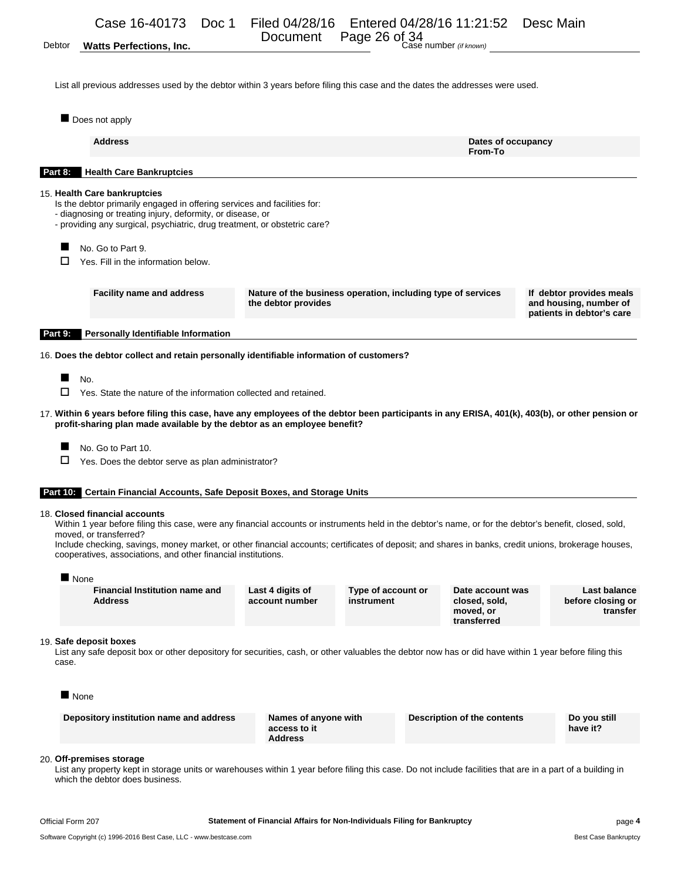Debtor **Watts Perfections, Inc.** Case number *(if known)*

List all previous addresses used by the debtor within 3 years before filing this case and the dates the addresses were used.

■ Does not apply

| Address | Dates of occupancy From-To |
|---|---|

**Part 8: Health Care Bankruptcies**

15. **Health Care bankruptcies**
Is the debtor primarily engaged in offering services and facilities for:
- diagnosing or treating injury, deformity, or disease, or
- providing any surgical, psychiatric, drug treatment, or obstetric care?

■ No. Go to Part 9.
☐ Yes. Fill in the information below.

| Facility name and address | Nature of the business operation, including type of services the debtor provides | If debtor provides meals and housing, number of patients in debtor's care |
|---|---|---|

**Part 9: Personally Identifiable Information**

16. **Does the debtor collect and retain personally identifiable information of customers?**

■ No.
☐ Yes. State the nature of the information collected and retained.

17. **Within 6 years before filing this case, have any employees of the debtor been participants in any ERISA, 401(k), 403(b), or other pension or profit-sharing plan made available by the debtor as an employee benefit?**

■ No. Go to Part 10.
☐ Yes. Does the debtor serve as plan administrator?

**Part 10: Certain Financial Accounts, Safe Deposit Boxes, and Storage Units**

18. **Closed financial accounts**
Within 1 year before filing this case, were any financial accounts or instruments held in the debtor's name, or for the debtor's benefit, closed, sold, moved, or transferred?
Include checking, savings, money market, or other financial accounts; certificates of deposit; and shares in banks, credit unions, brokerage houses, cooperatives, associations, and other financial institutions.

■ None

| Financial Institution name and Address | Last 4 digits of account number | Type of account or instrument | Date account was closed, sold, moved, or transferred | Last balance before closing or transfer |
|---|---|---|---|---|

19. **Safe deposit boxes**
List any safe deposit box or other depository for securities, cash, or other valuables the debtor now has or did have within 1 year before filing this case.

■ None

| Depository institution name and address | Names of anyone with access to it Address | Description of the contents | Do you still have it? |
|---|---|---|---|

20. **Off-premises storage**
List any property kept in storage units or warehouses within 1 year before filing this case. Do not include facilities that are in a part of a building in which the debtor does business.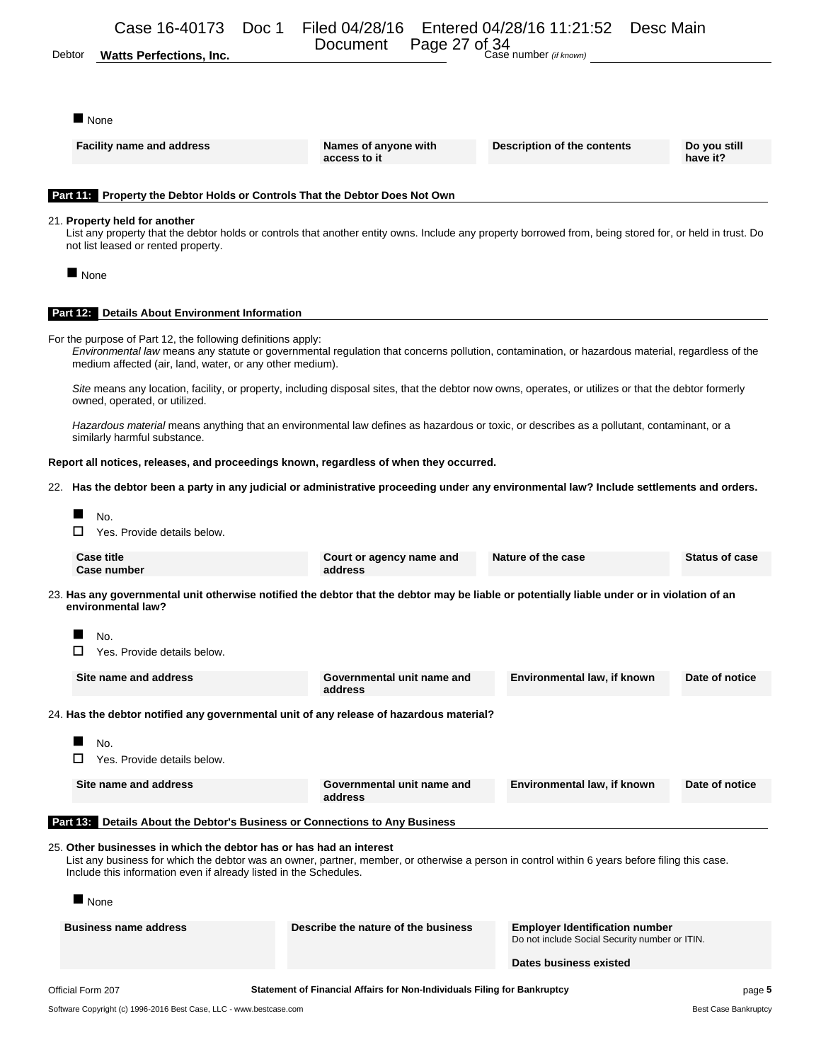Debtor **Watts Perfections, Inc.** Case number *(if known)*

■ None

| Facility name and address | Names of anyone with access to it | Description of the contents | Do you still have it? |
|---|---|---|---|

**Part 11: Property the Debtor Holds or Controls That the Debtor Does Not Own**

21. **Property held for another**
List any property that the debtor holds or controls that another entity owns. Include any property borrowed from, being stored for, or held in trust. Do not list leased or rented property.

■ None

**Part 12: Details About Environment Information**

For the purpose of Part 12, the following definitions apply:

*Environmental law* means any statute or governmental regulation that concerns pollution, contamination, or hazardous material, regardless of the medium affected (air, land, water, or any other medium).

*Site* means any location, facility, or property, including disposal sites, that the debtor now owns, operates, or utilizes or that the debtor formerly owned, operated, or utilized.

*Hazardous material* means anything that an environmental law defines as hazardous or toxic, or describes as a pollutant, contaminant, or a similarly harmful substance.

**Report all notices, releases, and proceedings known, regardless of when they occurred.**

22. **Has the debtor been a party in any judicial or administrative proceeding under any environmental law? Include settlements and orders.**

■ No.
☐ Yes. Provide details below.

| Case title<br>Case number | Court or agency name and address | Nature of the case | Status of case |
|---|---|---|---|

23. **Has any governmental unit otherwise notified the debtor that the debtor may be liable or potentially liable under or in violation of an environmental law?**

■ No.
☐ Yes. Provide details below.

| Site name and address | Governmental unit name and address | Environmental law, if known | Date of notice |
|---|---|---|---|

24. **Has the debtor notified any governmental unit of any release of hazardous material?**

■ No.
☐ Yes. Provide details below.

| Site name and address | Governmental unit name and address | Environmental law, if known | Date of notice |
|---|---|---|---|

**Part 13: Details About the Debtor's Business or Connections to Any Business**

25. **Other businesses in which the debtor has or has had an interest**
List any business for which the debtor was an owner, partner, member, or otherwise a person in control within 6 years before filing this case.
Include this information even if already listed in the Schedules.

■ None

| Business name address | Describe the nature of the business | Employer Identification number<br>Do not include Social Security number or ITIN.<br><br>Dates business existed |
|---|---|---|

Official Form 207 **Statement of Financial Affairs for Non-Individuals Filing for Bankruptcy**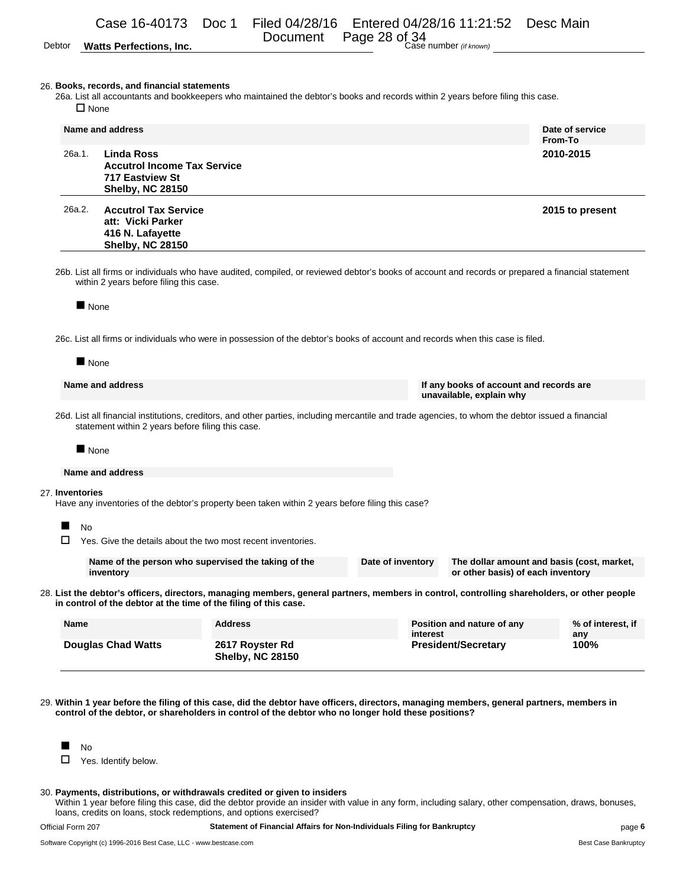Debtor **Watts Perfections, Inc.** Case number *(if known)*

26. **Books, records, and financial statements**

26a. List all accountants and bookkeepers who maintained the debtor's books and records within 2 years before filing this case.

☐ None

| | Name and address | Date of service From-To |
|---|---|---|
| 26a.1. | **Linda Ross**<br>**Accutrol Income Tax Service**<br>**717 Eastview St**<br>**Shelby, NC 28150** | **2010-2015** |
| 26a.2. | **Accutrol Tax Service**<br>**att: Vicki Parker**<br>**416 N. Lafayette**<br>**Shelby, NC 28150** | **2015 to present** |

26b. List all firms or individuals who have audited, compiled, or reviewed debtor's books of account and records or prepared a financial statement within 2 years before filing this case.

■ None

26c. List all firms or individuals who were in possession of the debtor's books of account and records when this case is filed.

■ None

| Name and address | If any books of account and records are unavailable, explain why |
|---|---|

26d. List all financial institutions, creditors, and other parties, including mercantile and trade agencies, to whom the debtor issued a financial statement within 2 years before filing this case.

■ None

| Name and address |
|---|

27. **Inventories**

Have any inventories of the debtor's property been taken within 2 years before filing this case?

■ No

☐ Yes. Give the details about the two most recent inventories.

| Name of the person who supervised the taking of the inventory | Date of inventory | The dollar amount and basis (cost, market, or other basis) of each inventory |
|---|---|---|

28. **List the debtor's officers, directors, managing members, general partners, members in control, controlling shareholders, or other people in control of the debtor at the time of the filing of this case.**

| Name | Address | Position and nature of any interest | % of interest, if any |
|---|---|---|---|
| **Douglas Chad Watts** | **2617 Royster Rd**<br>**Shelby, NC 28150** | **President/Secretary** | **100%** |

29. **Within 1 year before the filing of this case, did the debtor have officers, directors, managing members, general partners, members in control of the debtor, or shareholders in control of the debtor who no longer hold these positions?**

■ No

☐ Yes. Identify below.

30. **Payments, distributions, or withdrawals credited or given to insiders**

Within 1 year before filing this case, did the debtor provide an insider with value in any form, including salary, other compensation, draws, bonuses, loans, credits on loans, stock redemptions, and options exercised?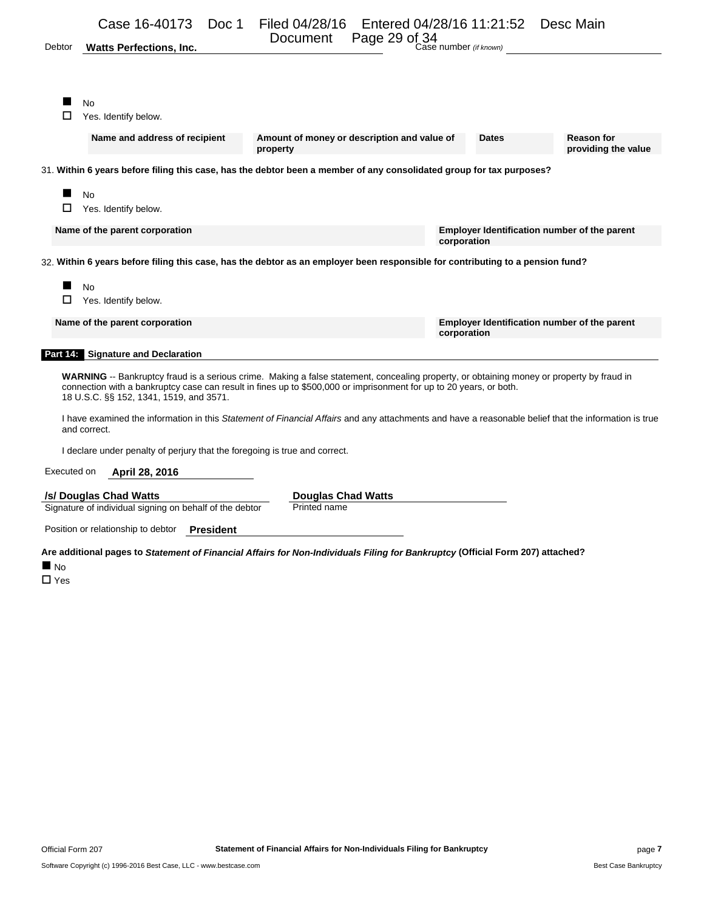Debtor **Watts Perfections, Inc.** Case number *(if known)*

■ No
☐ Yes. Identify below.

| Name and address of recipient | Amount of money or description and value of property | Dates | Reason for providing the value |
|---|---|---|---|

31. **Within 6 years before filing this case, has the debtor been a member of any consolidated group for tax purposes?**

■ No
☐ Yes. Identify below.

| Name of the parent corporation | Employer Identification number of the parent corporation |
|---|---|

32. **Within 6 years before filing this case, has the debtor as an employer been responsible for contributing to a pension fund?**

■ No
☐ Yes. Identify below.

| Name of the parent corporation | Employer Identification number of the parent corporation |
|---|---|

## Part 14: Signature and Declaration

**WARNING** -- Bankruptcy fraud is a serious crime. Making a false statement, concealing property, or obtaining money or property by fraud in connection with a bankruptcy case can result in fines up to $500,000 or imprisonment for up to 20 years, or both.
18 U.S.C. §§ 152, 1341, 1519, and 3571.

I have examined the information in this *Statement of Financial Affairs* and any attachments and have a reasonable belief that the information is true and correct.

I declare under penalty of perjury that the foregoing is true and correct.

Executed on **April 28, 2016**

**/s/ Douglas Chad Watts**
Signature of individual signing on behalf of the debtor

**Douglas Chad Watts**
Printed name

Position or relationship to debtor **President**

**Are additional pages to *Statement of Financial Affairs for Non-Individuals Filing for Bankruptcy* (Official Form 207) attached?**

■ No
☐ Yes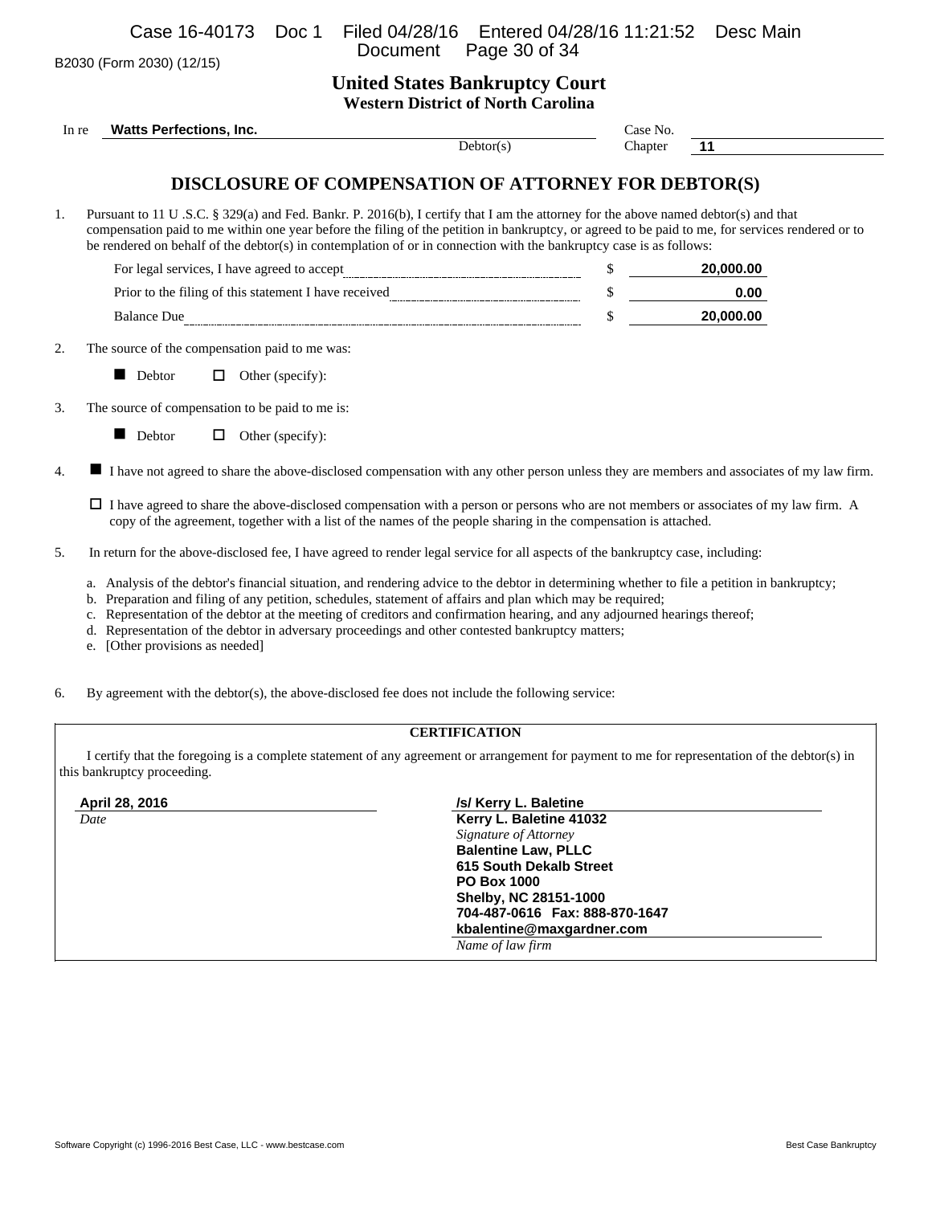B2030 (Form 2030) (12/15)

# United States Bankruptcy Court
## Western District of North Carolina

In re **Watts Perfections, Inc.** Debtor(s)

Case No.

Chapter **11**

## DISCLOSURE OF COMPENSATION OF ATTORNEY FOR DEBTOR(S)

1. Pursuant to 11 U .S.C. § 329(a) and Fed. Bankr. P. 2016(b), I certify that I am the attorney for the above named debtor(s) and that compensation paid to me within one year before the filing of the petition in bankruptcy, or agreed to be paid to me, for services rendered or to be rendered on behalf of the debtor(s) in contemplation of or in connection with the bankruptcy case is as follows:

| | | |
|---|---|---|
| For legal services, I have agreed to accept | $ | **20,000.00** |
| Prior to the filing of this statement I have received | $ | **0.00** |
| Balance Due | $ | **20,000.00** |

2. The source of the compensation paid to me was:

   ■ Debtor ☐ Other (specify):

3. The source of compensation to be paid to me is:

   ■ Debtor ☐ Other (specify):

4. ■ I have not agreed to share the above-disclosed compensation with any other person unless they are members and associates of my law firm.

   ☐ I have agreed to share the above-disclosed compensation with a person or persons who are not members or associates of my law firm. A copy of the agreement, together with a list of the names of the people sharing in the compensation is attached.

5. In return for the above-disclosed fee, I have agreed to render legal service for all aspects of the bankruptcy case, including:

   a. Analysis of the debtor's financial situation, and rendering advice to the debtor in determining whether to file a petition in bankruptcy;
   b. Preparation and filing of any petition, schedules, statement of affairs and plan which may be required;
   c. Representation of the debtor at the meeting of creditors and confirmation hearing, and any adjourned hearings thereof;
   d. Representation of the debtor in adversary proceedings and other contested bankruptcy matters;
   e. [Other provisions as needed]

6. By agreement with the debtor(s), the above-disclosed fee does not include the following service:

**CERTIFICATION**

I certify that the foregoing is a complete statement of any agreement or arrangement for payment to me for representation of the debtor(s) in this bankruptcy proceeding.

**April 28, 2016**
*Date*

**/s/ Kerry L. Baletine**
**Kerry L. Baletine 41032**
*Signature of Attorney*
**Balentine Law, PLLC**
**615 South Dekalb Street**
**PO Box 1000**
**Shelby, NC 28151-1000**
**704-487-0616 Fax: 888-870-1647**
**kbalentine@maxgardner.com**
*Name of law firm*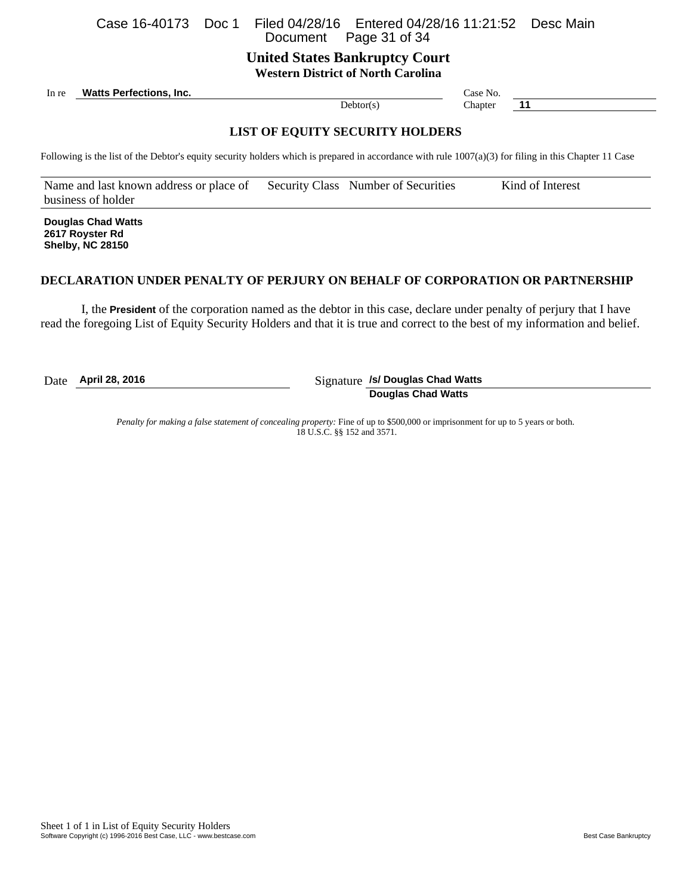# United States Bankruptcy Court
## Western District of North Carolina

In re **Watts Perfections, Inc.** Debtor(s)

Case No.

Chapter **11**

### LIST OF EQUITY SECURITY HOLDERS

Following is the list of the Debtor's equity security holders which is prepared in accordance with rule 1007(a)(3) for filing in this Chapter 11 Case

| Name and last known address or place of business of holder | Security Class | Number of Securities | Kind of Interest |
|---|---|---|---|
| **Douglas Chad Watts**<br>**2617 Royster Rd**<br>**Shelby, NC 28150** | | | |

### DECLARATION UNDER PENALTY OF PERJURY ON BEHALF OF CORPORATION OR PARTNERSHIP

I, the **President** of the corporation named as the debtor in this case, declare under penalty of perjury that I have read the foregoing List of Equity Security Holders and that it is true and correct to the best of my information and belief.

Date **April 28, 2016**

Signature **/s/ Douglas Chad Watts**
**Douglas Chad Watts**

*Penalty for making a false statement of concealing property:* Fine of up to $500,000 or imprisonment for up to 5 years or both. 18 U.S.C. §§ 152 and 3571.

Sheet 1 of 1 in List of Equity Security Holders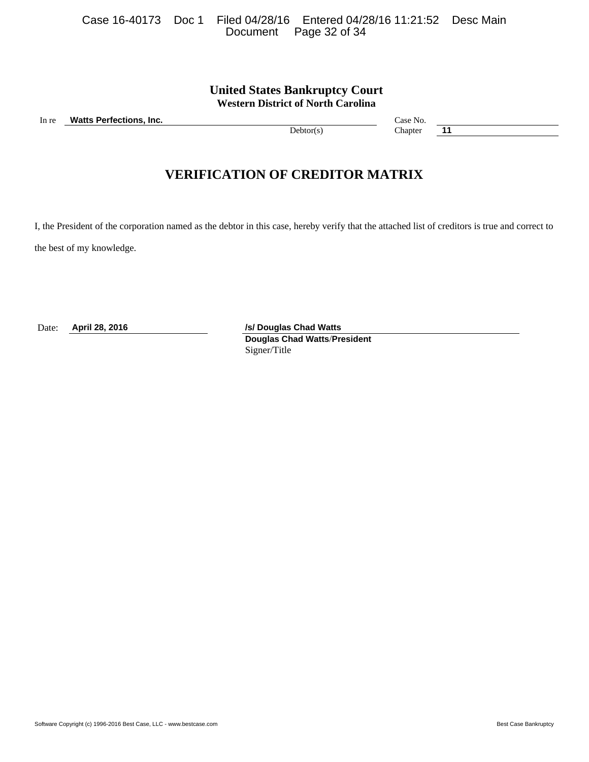**United States Bankruptcy Court**
**Western District of North Carolina**

In re **Watts Perfections, Inc.** Debtor(s)

Case No.

Chapter **11**

# VERIFICATION OF CREDITOR MATRIX

I, the President of the corporation named as the debtor in this case, hereby verify that the attached list of creditors is true and correct to the best of my knowledge.

Date: **April 28, 2016**

**/s/ Douglas Chad Watts**
**Douglas Chad Watts/President**
Signer/Title

Software Copyright (c) 1996-2016 Best Case, LLC - www.bestcase.com Best Case Bankruptcy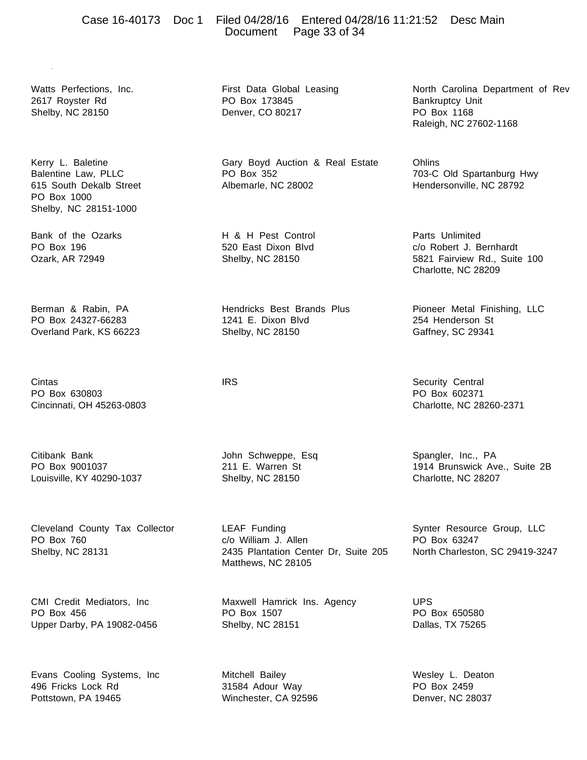Watts Perfections, Inc.
2617 Royster Rd
Shelby, NC 28150

Kerry L. Baletine
Balentine Law, PLLC
615 South Dekalb Street
PO Box 1000
Shelby, NC 28151-1000

Bank of the Ozarks
PO Box 196
Ozark, AR 72949

Berman & Rabin, PA
PO Box 24327-66283
Overland Park, KS 66223

Cintas
PO Box 630803
Cincinnati, OH 45263-0803

Citibank Bank
PO Box 9001037
Louisville, KY 40290-1037

Cleveland County Tax Collector
PO Box 760
Shelby, NC 28131

CMI Credit Mediators, Inc
PO Box 456
Upper Darby, PA 19082-0456

Evans Cooling Systems, Inc
496 Fricks Lock Rd
Pottstown, PA 19465

First Data Global Leasing
PO Box 173845
Denver, CO 80217

Gary Boyd Auction & Real Estate
PO Box 352
Albemarle, NC 28002

H & H Pest Control
520 East Dixon Blvd
Shelby, NC 28150

Hendricks Best Brands Plus
1241 E. Dixon Blvd
Shelby, NC 28150

IRS

John Schweppe, Esq
211 E. Warren St
Shelby, NC 28150

LEAF Funding
c/o William J. Allen
2435 Plantation Center Dr, Suite 205
Matthews, NC 28105

Maxwell Hamrick Ins. Agency
PO Box 1507
Shelby, NC 28151

Mitchell Bailey
31584 Adour Way
Winchester, CA 92596

North Carolina Department of Rev
Bankruptcy Unit
PO Box 1168
Raleigh, NC 27602-1168

Ohlins
703-C Old Spartanburg Hwy
Hendersonville, NC 28792

Parts Unlimited
c/o Robert J. Bernhardt
5821 Fairview Rd., Suite 100
Charlotte, NC 28209

Pioneer Metal Finishing, LLC
254 Henderson St
Gaffney, SC 29341

Security Central
PO Box 602371
Charlotte, NC 28260-2371

Spangler, Inc., PA
1914 Brunswick Ave., Suite 2B
Charlotte, NC 28207

Synter Resource Group, LLC
PO Box 63247
North Charleston, SC 29419-3247

UPS
PO Box 650580
Dallas, TX 75265

Wesley L. Deaton
PO Box 2459
Denver, NC 28037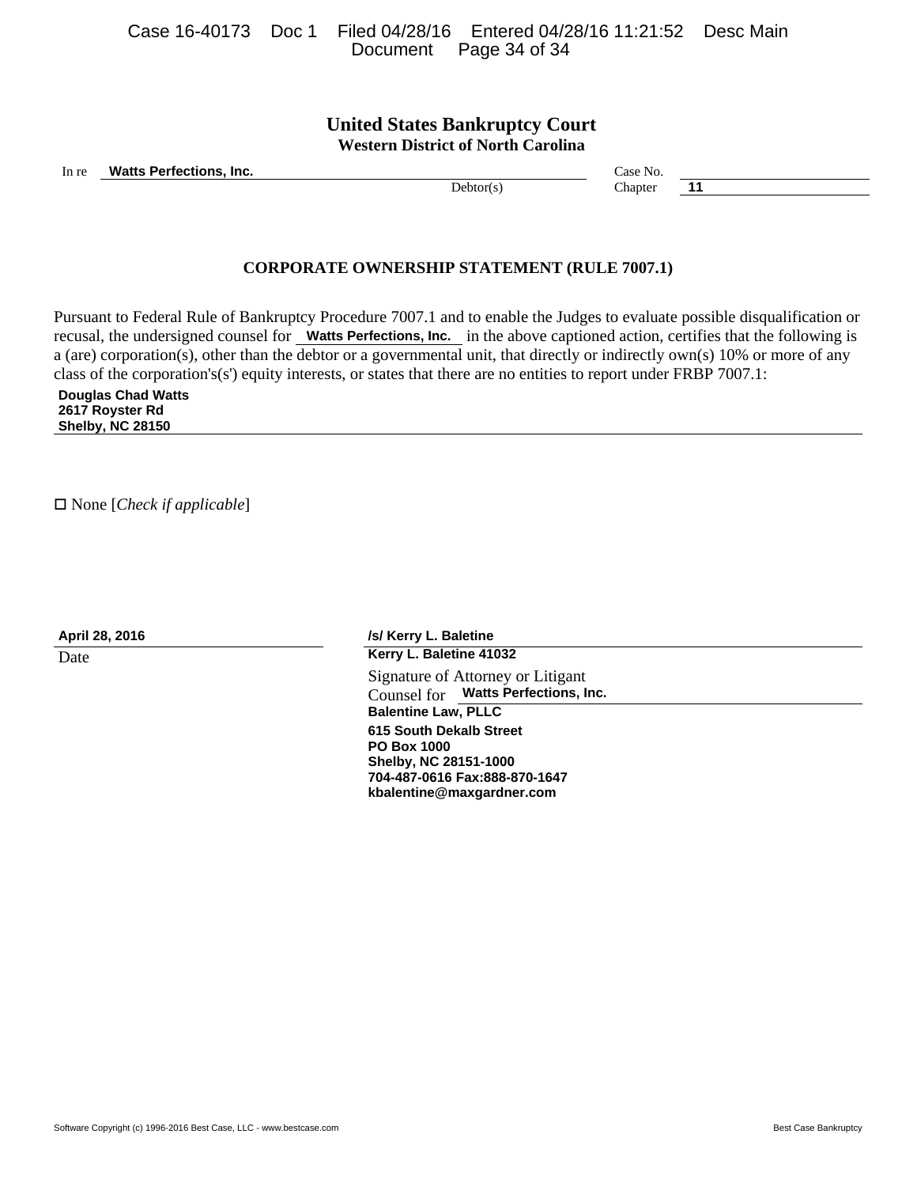# United States Bankruptcy Court

## Western District of North Carolina

In re **Watts Perfections, Inc.**
Debtor(s)

Case No.
Chapter **11**

### CORPORATE OWNERSHIP STATEMENT (RULE 7007.1)

Pursuant to Federal Rule of Bankruptcy Procedure 7007.1 and to enable the Judges to evaluate possible disqualification or recusal, the undersigned counsel for **Watts Perfections, Inc.** in the above captioned action, certifies that the following is a (are) corporation(s), other than the debtor or a governmental unit, that directly or indirectly own(s) 10% or more of any class of the corporation's(s') equity interests, or states that there are no entities to report under FRBP 7007.1:

**Douglas Chad Watts**
**2617 Royster Rd**
**Shelby, NC 28150**

☐ None [*Check if applicable*]

**April 28, 2016**
Date

**/s/ Kerry L. Baletine**
**Kerry L. Baletine 41032**
Signature of Attorney or Litigant
Counsel for **Watts Perfections, Inc.**
**Balentine Law, PLLC**
**615 South Dekalb Street**
**PO Box 1000**
**Shelby, NC 28151-1000**
**704-487-0616 Fax:888-870-1647**
**kbalentine@maxgardner.com**